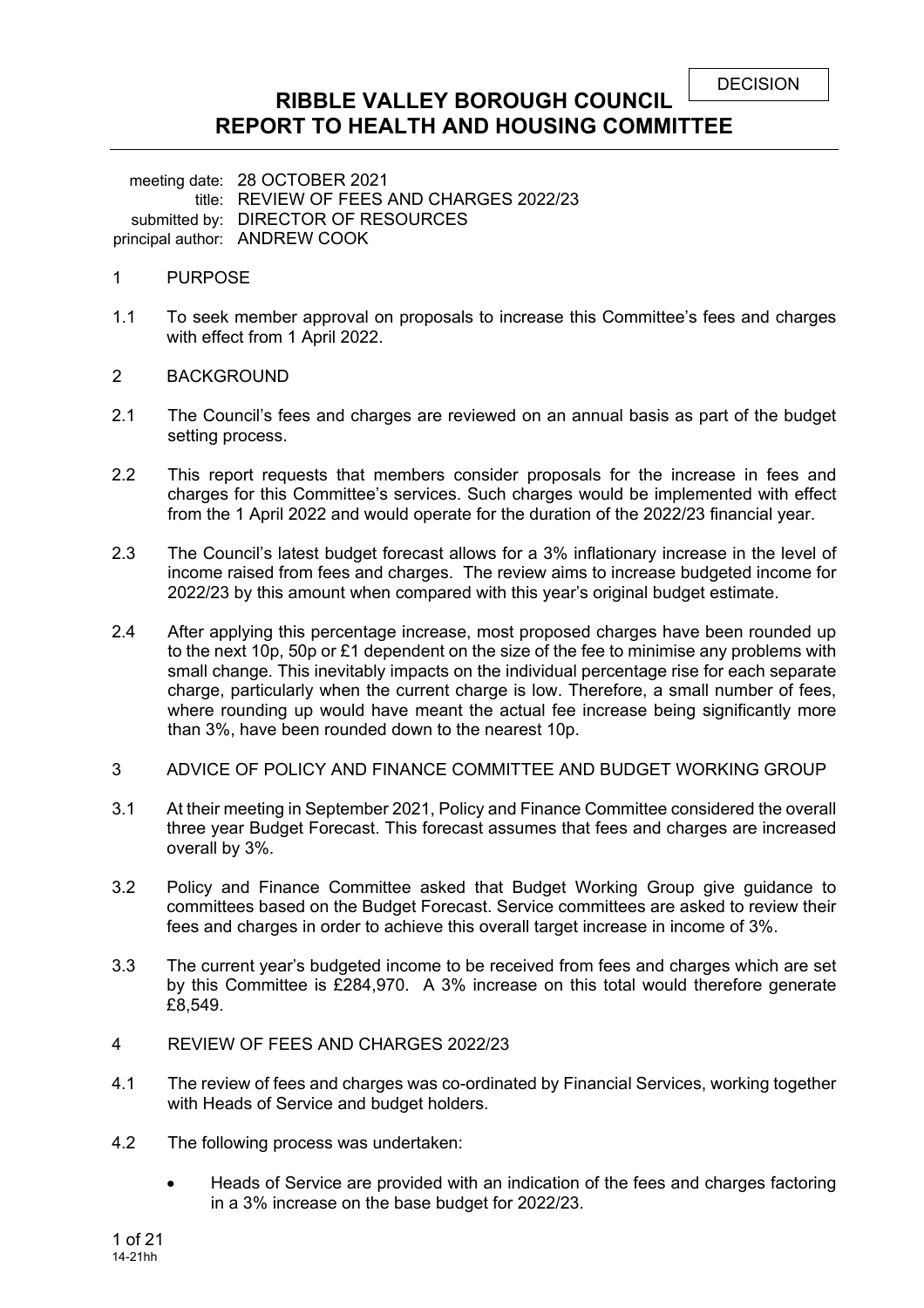DECISION

# RIBBLE VALLEY BOROUGH COUNCIL
# REPORT TO HEALTH AND HOUSING COMMITTEE

meeting date: 28 OCTOBER 2021
title: REVIEW OF FEES AND CHARGES 2022/23
submitted by: DIRECTOR OF RESOURCES
principal author: ANDREW COOK

## 1 PURPOSE

1.1 To seek member approval on proposals to increase this Committee's fees and charges with effect from 1 April 2022.

## 2 BACKGROUND

2.1 The Council's fees and charges are reviewed on an annual basis as part of the budget setting process.

2.2 This report requests that members consider proposals for the increase in fees and charges for this Committee's services. Such charges would be implemented with effect from the 1 April 2022 and would operate for the duration of the 2022/23 financial year.

2.3 The Council's latest budget forecast allows for a 3% inflationary increase in the level of income raised from fees and charges. The review aims to increase budgeted income for 2022/23 by this amount when compared with this year's original budget estimate.

2.4 After applying this percentage increase, most proposed charges have been rounded up to the next 10p, 50p or £1 dependent on the size of the fee to minimise any problems with small change. This inevitably impacts on the individual percentage rise for each separate charge, particularly when the current charge is low. Therefore, a small number of fees, where rounding up would have meant the actual fee increase being significantly more than 3%, have been rounded down to the nearest 10p.

## 3 ADVICE OF POLICY AND FINANCE COMMITTEE AND BUDGET WORKING GROUP

3.1 At their meeting in September 2021, Policy and Finance Committee considered the overall three year Budget Forecast. This forecast assumes that fees and charges are increased overall by 3%.

3.2 Policy and Finance Committee asked that Budget Working Group give guidance to committees based on the Budget Forecast. Service committees are asked to review their fees and charges in order to achieve this overall target increase in income of 3%.

3.3 The current year's budgeted income to be received from fees and charges which are set by this Committee is £284,970. A 3% increase on this total would therefore generate £8,549.

## 4 REVIEW OF FEES AND CHARGES 2022/23

4.1 The review of fees and charges was co-ordinated by Financial Services, working together with Heads of Service and budget holders.

4.2 The following process was undertaken:

- Heads of Service are provided with an indication of the fees and charges factoring in a 3% increase on the base budget for 2022/23.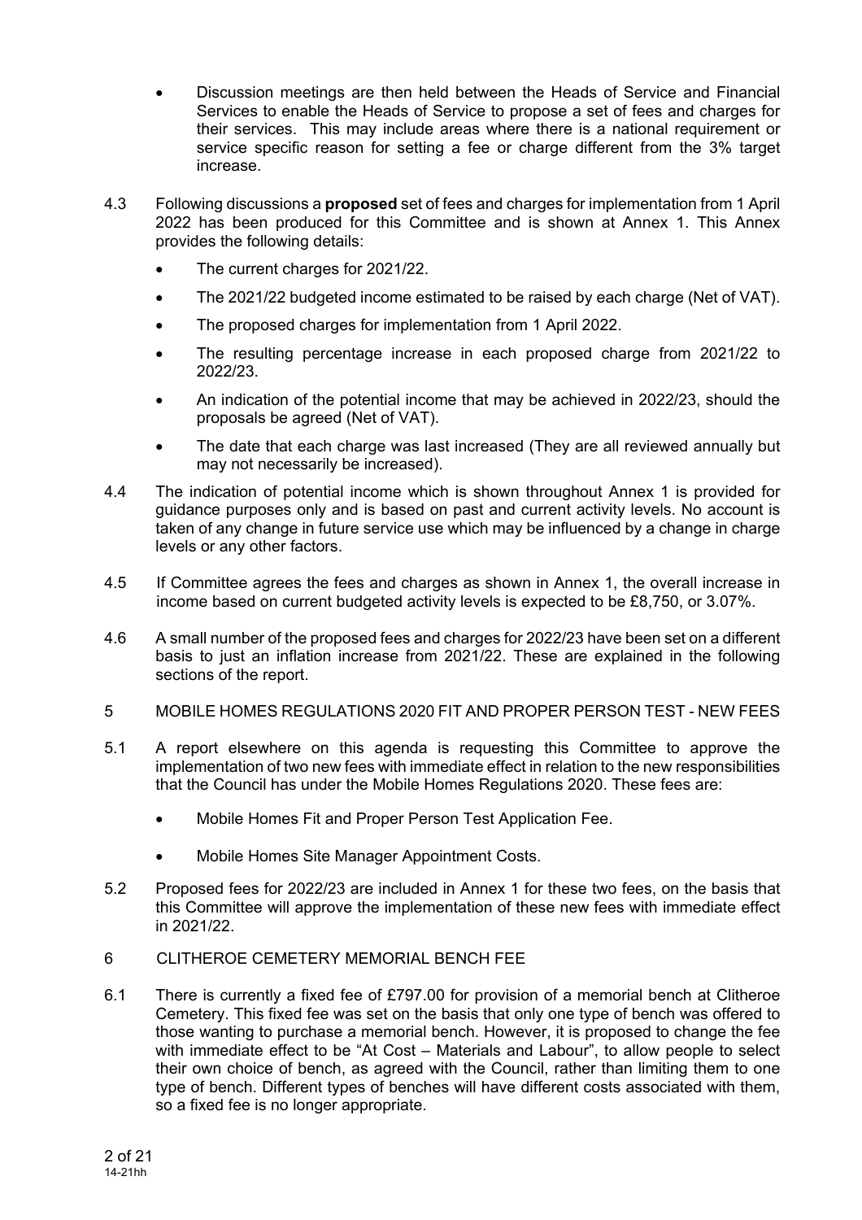- Discussion meetings are then held between the Heads of Service and Financial Services to enable the Heads of Service to propose a set of fees and charges for their services. This may include areas where there is a national requirement or service specific reason for setting a fee or charge different from the 3% target increase.

4.3 Following discussions a **proposed** set of fees and charges for implementation from 1 April 2022 has been produced for this Committee and is shown at Annex 1. This Annex provides the following details:

- The current charges for 2021/22.
- The 2021/22 budgeted income estimated to be raised by each charge (Net of VAT).
- The proposed charges for implementation from 1 April 2022.
- The resulting percentage increase in each proposed charge from 2021/22 to 2022/23.
- An indication of the potential income that may be achieved in 2022/23, should the proposals be agreed (Net of VAT).
- The date that each charge was last increased (They are all reviewed annually but may not necessarily be increased).

4.4 The indication of potential income which is shown throughout Annex 1 is provided for guidance purposes only and is based on past and current activity levels. No account is taken of any change in future service use which may be influenced by a change in charge levels or any other factors.

4.5 If Committee agrees the fees and charges as shown in Annex 1, the overall increase in income based on current budgeted activity levels is expected to be £8,750, or 3.07%.

4.6 A small number of the proposed fees and charges for 2022/23 have been set on a different basis to just an inflation increase from 2021/22. These are explained in the following sections of the report.

## 5 MOBILE HOMES REGULATIONS 2020 FIT AND PROPER PERSON TEST - NEW FEES

5.1 A report elsewhere on this agenda is requesting this Committee to approve the implementation of two new fees with immediate effect in relation to the new responsibilities that the Council has under the Mobile Homes Regulations 2020. These fees are:

- Mobile Homes Fit and Proper Person Test Application Fee.
- Mobile Homes Site Manager Appointment Costs.

5.2 Proposed fees for 2022/23 are included in Annex 1 for these two fees, on the basis that this Committee will approve the implementation of these new fees with immediate effect in 2021/22.

## 6 CLITHEROE CEMETERY MEMORIAL BENCH FEE

6.1 There is currently a fixed fee of £797.00 for provision of a memorial bench at Clitheroe Cemetery. This fixed fee was set on the basis that only one type of bench was offered to those wanting to purchase a memorial bench. However, it is proposed to change the fee with immediate effect to be "At Cost – Materials and Labour", to allow people to select their own choice of bench, as agreed with the Council, rather than limiting them to one type of bench. Different types of benches will have different costs associated with them, so a fixed fee is no longer appropriate.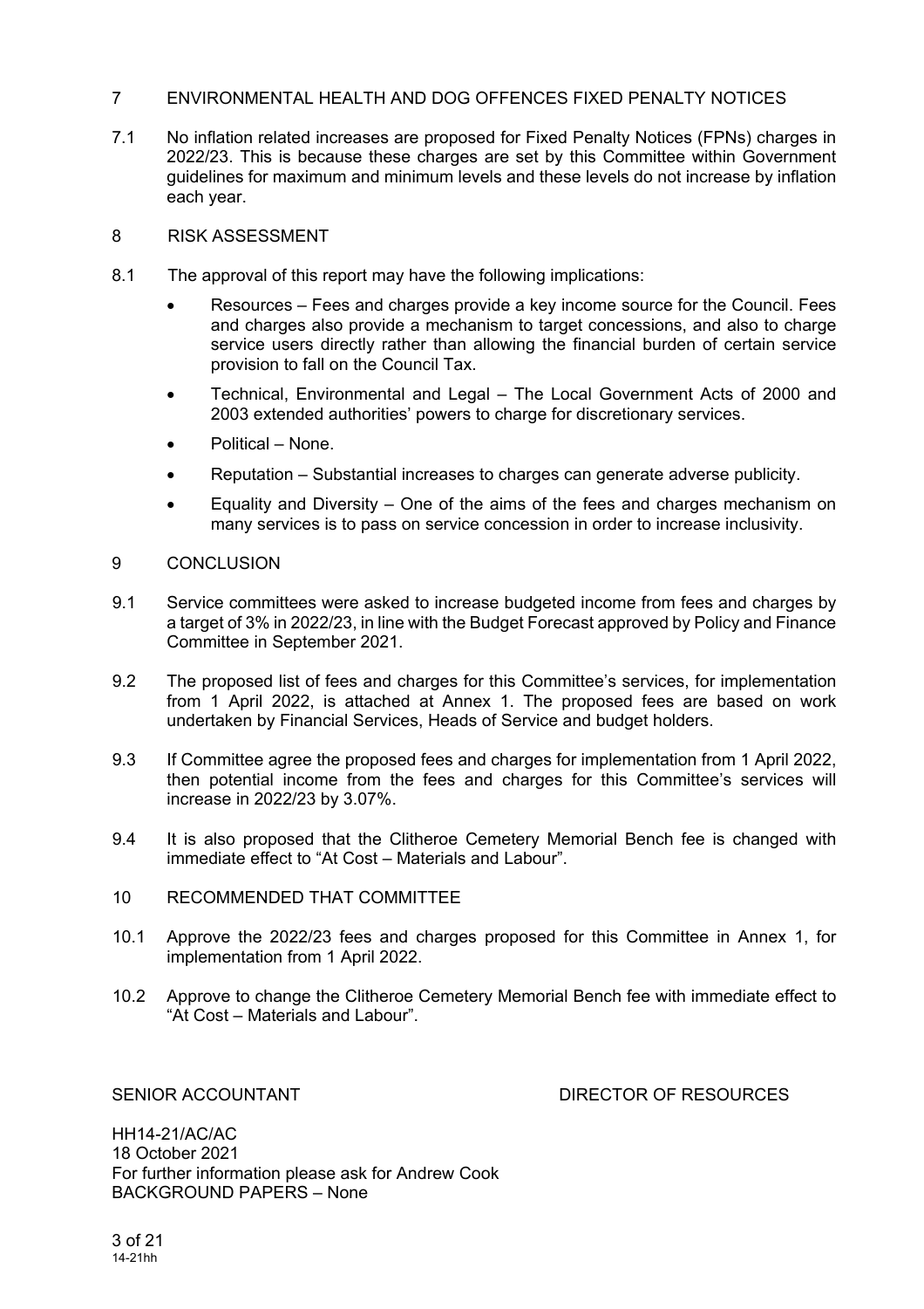## 7 ENVIRONMENTAL HEALTH AND DOG OFFENCES FIXED PENALTY NOTICES

7.1 No inflation related increases are proposed for Fixed Penalty Notices (FPNs) charges in 2022/23. This is because these charges are set by this Committee within Government guidelines for maximum and minimum levels and these levels do not increase by inflation each year.

## 8 RISK ASSESSMENT

8.1 The approval of this report may have the following implications:

- Resources – Fees and charges provide a key income source for the Council. Fees and charges also provide a mechanism to target concessions, and also to charge service users directly rather than allowing the financial burden of certain service provision to fall on the Council Tax.
- Technical, Environmental and Legal – The Local Government Acts of 2000 and 2003 extended authorities' powers to charge for discretionary services.
- Political – None.
- Reputation – Substantial increases to charges can generate adverse publicity.
- Equality and Diversity – One of the aims of the fees and charges mechanism on many services is to pass on service concession in order to increase inclusivity.

## 9 CONCLUSION

9.1 Service committees were asked to increase budgeted income from fees and charges by a target of 3% in 2022/23, in line with the Budget Forecast approved by Policy and Finance Committee in September 2021.

9.2 The proposed list of fees and charges for this Committee's services, for implementation from 1 April 2022, is attached at Annex 1. The proposed fees are based on work undertaken by Financial Services, Heads of Service and budget holders.

9.3 If Committee agree the proposed fees and charges for implementation from 1 April 2022, then potential income from the fees and charges for this Committee's services will increase in 2022/23 by 3.07%.

9.4 It is also proposed that the Clitheroe Cemetery Memorial Bench fee is changed with immediate effect to "At Cost – Materials and Labour".

## 10 RECOMMENDED THAT COMMITTEE

10.1 Approve the 2022/23 fees and charges proposed for this Committee in Annex 1, for implementation from 1 April 2022.

10.2 Approve to change the Clitheroe Cemetery Memorial Bench fee with immediate effect to "At Cost – Materials and Labour".

SENIOR ACCOUNTANT DIRECTOR OF RESOURCES

HH14-21/AC/AC
18 October 2021
For further information please ask for Andrew Cook
BACKGROUND PAPERS – None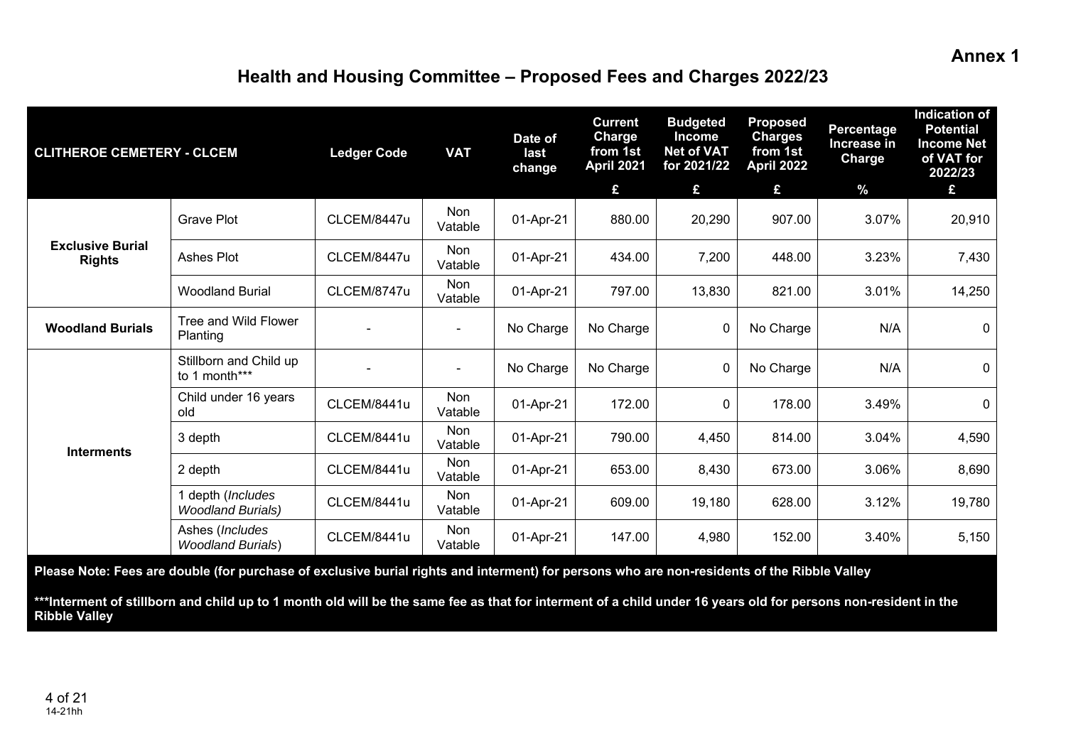Annex 1

# Health and Housing Committee – Proposed Fees and Charges 2022/23

| CLITHEROE CEMETERY - CLCEM | | Ledger Code | VAT | Date of last change | Current Charge from 1st April 2021 | Budgeted Income Net of VAT for 2021/22 | Proposed Charges from 1st April 2022 | Percentage Increase in Charge | Indication of Potential Income Net of VAT for 2022/23 |
|---|---|---|---|---|---|---|---|---|---|
| | | | | | £ | £ | £ | % | £ |
| **Exclusive Burial Rights** | Grave Plot | CLCEM/8447u | Non Vatable | 01-Apr-21 | 880.00 | 20,290 | 907.00 | 3.07% | 20,910 |
| | Ashes Plot | CLCEM/8447u | Non Vatable | 01-Apr-21 | 434.00 | 7,200 | 448.00 | 3.23% | 7,430 |
| | Woodland Burial | CLCEM/8747u | Non Vatable | 01-Apr-21 | 797.00 | 13,830 | 821.00 | 3.01% | 14,250 |
| **Woodland Burials** | Tree and Wild Flower Planting | - | - | No Charge | No Charge | 0 | No Charge | N/A | 0 |
| **Interments** | Stillborn and Child up to 1 month*** | - | - | No Charge | No Charge | 0 | No Charge | N/A | 0 |
| | Child under 16 years old | CLCEM/8441u | Non Vatable | 01-Apr-21 | 172.00 | 0 | 178.00 | 3.49% | 0 |
| | 3 depth | CLCEM/8441u | Non Vatable | 01-Apr-21 | 790.00 | 4,450 | 814.00 | 3.04% | 4,590 |
| | 2 depth | CLCEM/8441u | Non Vatable | 01-Apr-21 | 653.00 | 8,430 | 673.00 | 3.06% | 8,690 |
| | 1 depth (*Includes Woodland Burials)* | CLCEM/8441u | Non Vatable | 01-Apr-21 | 609.00 | 19,180 | 628.00 | 3.12% | 19,780 |
| | Ashes (*Includes Woodland Burials*) | CLCEM/8441u | Non Vatable | 01-Apr-21 | 147.00 | 4,980 | 152.00 | 3.40% | 5,150 |

**Please Note: Fees are double (for purchase of exclusive burial rights and interment) for persons who are non-residents of the Ribble Valley**

*****Interment of stillborn and child up to 1 month old will be the same fee as that for interment of a child under 16 years old for persons non-resident in the Ribble Valley**

14-21hh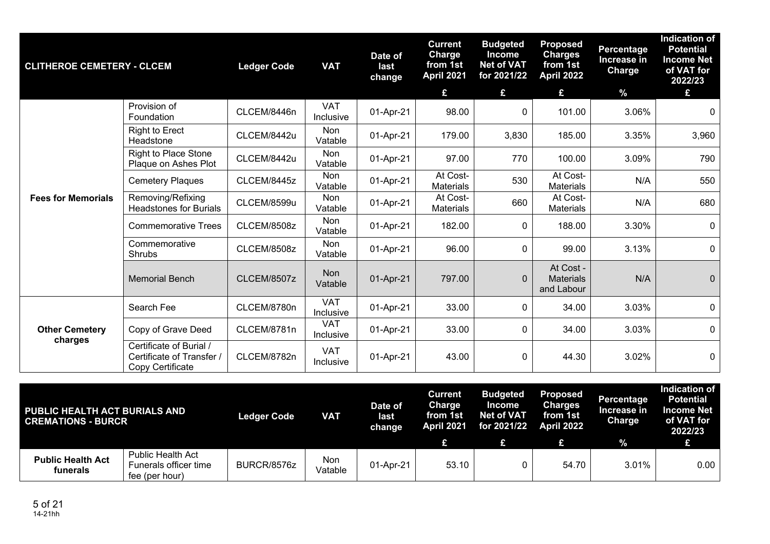| CLITHEROE CEMETERY - CLCEM | | Ledger Code | VAT | Date of last change | Current Charge from 1st April 2021 | Budgeted Income Net of VAT for 2021/22 | Proposed Charges from 1st April 2022 | Percentage Increase in Charge | Indication of Potential Income Net of VAT for 2022/23 |
|---|---|---|---|---|---|---|---|---|---|
| | | | | | £ | £ | £ | % | £ |
| Fees for Memorials | Provision of Foundation | CLCEM/8446n | VAT Inclusive | 01-Apr-21 | 98.00 | 0 | 101.00 | 3.06% | 0 |
| | Right to Erect Headstone | CLCEM/8442u | Non Vatable | 01-Apr-21 | 179.00 | 3,830 | 185.00 | 3.35% | 3,960 |
| | Right to Place Stone Plaque on Ashes Plot | CLCEM/8442u | Non Vatable | 01-Apr-21 | 97.00 | 770 | 100.00 | 3.09% | 790 |
| | Cemetery Plaques | CLCEM/8445z | Non Vatable | 01-Apr-21 | At Cost-Materials | 530 | At Cost-Materials | N/A | 550 |
| | Removing/Refixing Headstones for Burials | CLCEM/8599u | Non Vatable | 01-Apr-21 | At Cost-Materials | 660 | At Cost-Materials | N/A | 680 |
| | Commemorative Trees | CLCEM/8508z | Non Vatable | 01-Apr-21 | 182.00 | 0 | 188.00 | 3.30% | 0 |
| | Commemorative Shrubs | CLCEM/8508z | Non Vatable | 01-Apr-21 | 96.00 | 0 | 99.00 | 3.13% | 0 |
| | Memorial Bench | CLCEM/8507z | Non Vatable | 01-Apr-21 | 797.00 | 0 | At Cost - Materials and Labour | N/A | 0 |
| Other Cemetery charges | Search Fee | CLCEM/8780n | VAT Inclusive | 01-Apr-21 | 33.00 | 0 | 34.00 | 3.03% | 0 |
| | Copy of Grave Deed | CLCEM/8781n | VAT Inclusive | 01-Apr-21 | 33.00 | 0 | 34.00 | 3.03% | 0 |
| | Certificate of Burial / Certificate of Transfer / Copy Certificate | CLCEM/8782n | VAT Inclusive | 01-Apr-21 | 43.00 | 0 | 44.30 | 3.02% | 0 |

| PUBLIC HEALTH ACT BURIALS AND CREMATIONS - BURCR | | Ledger Code | VAT | Date of last change | Current Charge from 1st April 2021 | Budgeted Income Net of VAT for 2021/22 | Proposed Charges from 1st April 2022 | Percentage Increase in Charge | Indication of Potential Income Net of VAT for 2022/23 |
|---|---|---|---|---|---|---|---|---|---|
| | | | | | £ | £ | £ | % | £ |
| Public Health Act funerals | Public Health Act Funerals officer time fee (per hour) | BURCR/8576z | Non Vatable | 01-Apr-21 | 53.10 | 0 | 54.70 | 3.01% | 0.00 |

14-21hh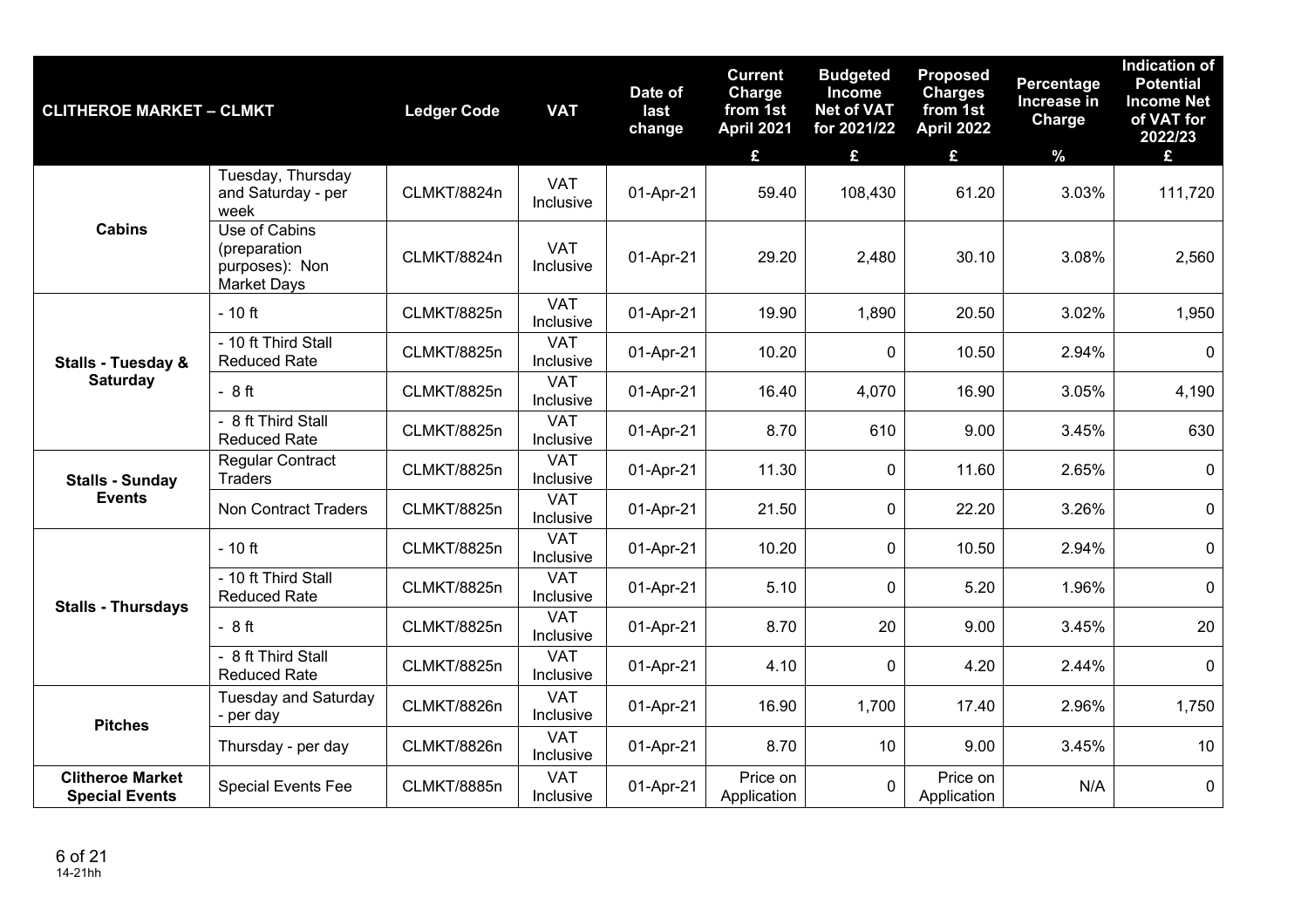| CLITHEROE MARKET – CLMKT | | Ledger Code | VAT | Date of last change | Current Charge from 1st April 2021 | Budgeted Income Net of VAT for 2021/22 | Proposed Charges from 1st April 2022 | Percentage Increase in Charge | Indication of Potential Income Net of VAT for 2022/23 |
|---|---|---|---|---|---|---|---|---|---|
| | | | | | £ | £ | £ | % | £ |
| Cabins | Tuesday, Thursday and Saturday - per week | CLMKT/8824n | VAT Inclusive | 01-Apr-21 | 59.40 | 108,430 | 61.20 | 3.03% | 111,720 |
| | Use of Cabins (preparation purposes): Non Market Days | CLMKT/8824n | VAT Inclusive | 01-Apr-21 | 29.20 | 2,480 | 30.10 | 3.08% | 2,560 |
| Stalls - Tuesday & Saturday | - 10 ft | CLMKT/8825n | VAT Inclusive | 01-Apr-21 | 19.90 | 1,890 | 20.50 | 3.02% | 1,950 |
| | - 10 ft Third Stall Reduced Rate | CLMKT/8825n | VAT Inclusive | 01-Apr-21 | 10.20 | 0 | 10.50 | 2.94% | 0 |
| | - 8 ft | CLMKT/8825n | VAT Inclusive | 01-Apr-21 | 16.40 | 4,070 | 16.90 | 3.05% | 4,190 |
| | - 8 ft Third Stall Reduced Rate | CLMKT/8825n | VAT Inclusive | 01-Apr-21 | 8.70 | 610 | 9.00 | 3.45% | 630 |
| Stalls - Sunday Events | Regular Contract Traders | CLMKT/8825n | VAT Inclusive | 01-Apr-21 | 11.30 | 0 | 11.60 | 2.65% | 0 |
| | Non Contract Traders | CLMKT/8825n | VAT Inclusive | 01-Apr-21 | 21.50 | 0 | 22.20 | 3.26% | 0 |
| Stalls - Thursdays | - 10 ft | CLMKT/8825n | VAT Inclusive | 01-Apr-21 | 10.20 | 0 | 10.50 | 2.94% | 0 |
| | - 10 ft Third Stall Reduced Rate | CLMKT/8825n | VAT Inclusive | 01-Apr-21 | 5.10 | 0 | 5.20 | 1.96% | 0 |
| | - 8 ft | CLMKT/8825n | VAT Inclusive | 01-Apr-21 | 8.70 | 20 | 9.00 | 3.45% | 20 |
| | - 8 ft Third Stall Reduced Rate | CLMKT/8825n | VAT Inclusive | 01-Apr-21 | 4.10 | 0 | 4.20 | 2.44% | 0 |
| Pitches | Tuesday and Saturday - per day | CLMKT/8826n | VAT Inclusive | 01-Apr-21 | 16.90 | 1,700 | 17.40 | 2.96% | 1,750 |
| | Thursday - per day | CLMKT/8826n | VAT Inclusive | 01-Apr-21 | 8.70 | 10 | 9.00 | 3.45% | 10 |
| Clitheroe Market Special Events | Special Events Fee | CLMKT/8885n | VAT Inclusive | 01-Apr-21 | Price on Application | 0 | Price on Application | N/A | 0 |

14-21hh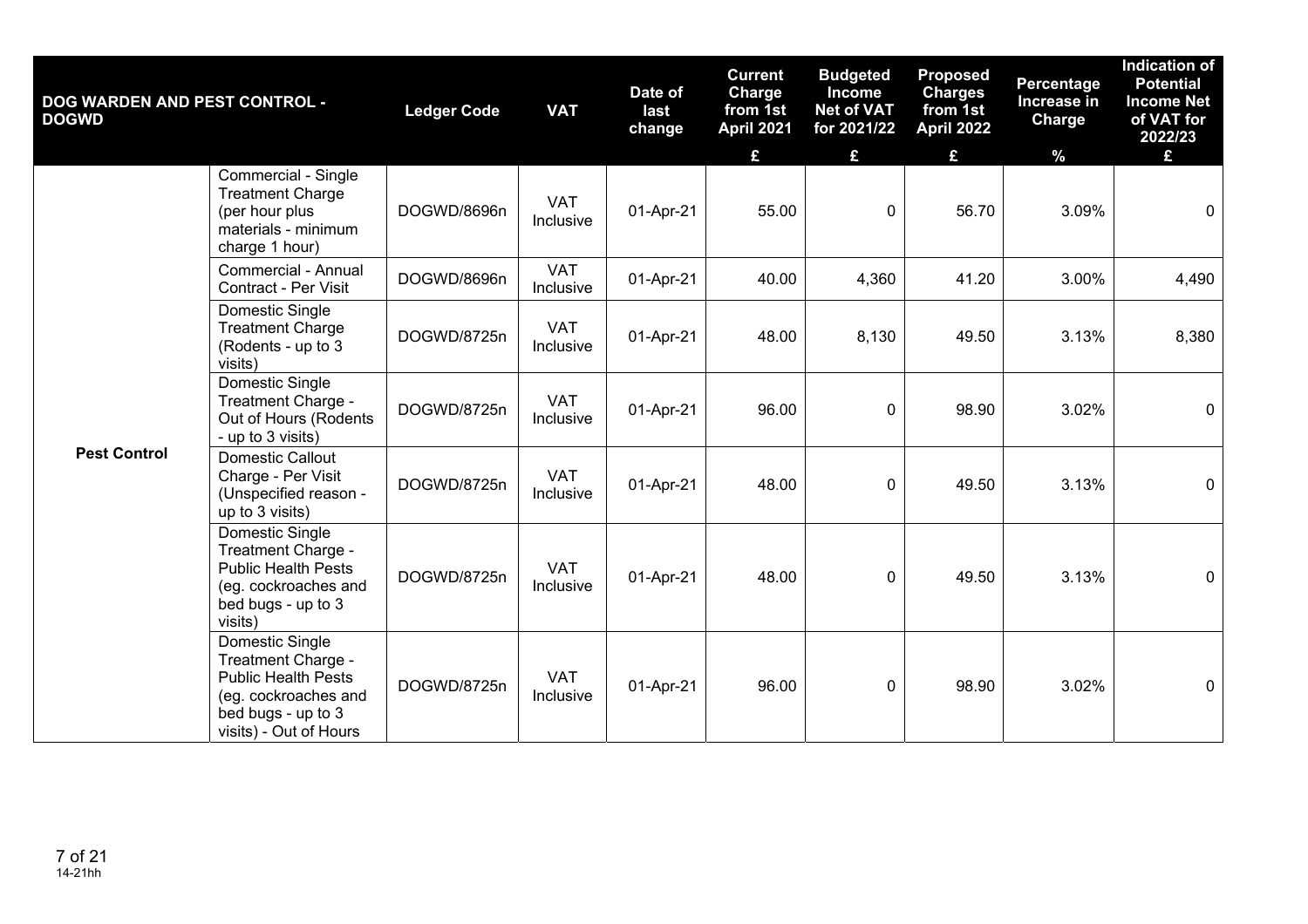| DOG WARDEN AND PEST CONTROL - DOGWD | | Ledger Code | VAT | Date of last change | Current Charge from 1st April 2021 | Budgeted Income Net of VAT for 2021/22 | Proposed Charges from 1st April 2022 | Percentage Increase in Charge | Indication of Potential Income Net of VAT for 2022/23 |
|---|---|---|---|---|---|---|---|---|---|
| | | | | | £ | £ | £ | % | £ |
| Pest Control | Commercial - Single Treatment Charge (per hour plus materials - minimum charge 1 hour) | DOGWD/8696n | VAT Inclusive | 01-Apr-21 | 55.00 | 0 | 56.70 | 3.09% | 0 |
| | Commercial - Annual Contract - Per Visit | DOGWD/8696n | VAT Inclusive | 01-Apr-21 | 40.00 | 4,360 | 41.20 | 3.00% | 4,490 |
| | Domestic Single Treatment Charge (Rodents - up to 3 visits) | DOGWD/8725n | VAT Inclusive | 01-Apr-21 | 48.00 | 8,130 | 49.50 | 3.13% | 8,380 |
| | Domestic Single Treatment Charge - Out of Hours (Rodents - up to 3 visits) | DOGWD/8725n | VAT Inclusive | 01-Apr-21 | 96.00 | 0 | 98.90 | 3.02% | 0 |
| | Domestic Callout Charge - Per Visit (Unspecified reason - up to 3 visits) | DOGWD/8725n | VAT Inclusive | 01-Apr-21 | 48.00 | 0 | 49.50 | 3.13% | 0 |
| | Domestic Single Treatment Charge - Public Health Pests (eg. cockroaches and bed bugs - up to 3 visits) | DOGWD/8725n | VAT Inclusive | 01-Apr-21 | 48.00 | 0 | 49.50 | 3.13% | 0 |
| | Domestic Single Treatment Charge - Public Health Pests (eg. cockroaches and bed bugs - up to 3 visits) - Out of Hours | DOGWD/8725n | VAT Inclusive | 01-Apr-21 | 96.00 | 0 | 98.90 | 3.02% | 0 |

14-21hh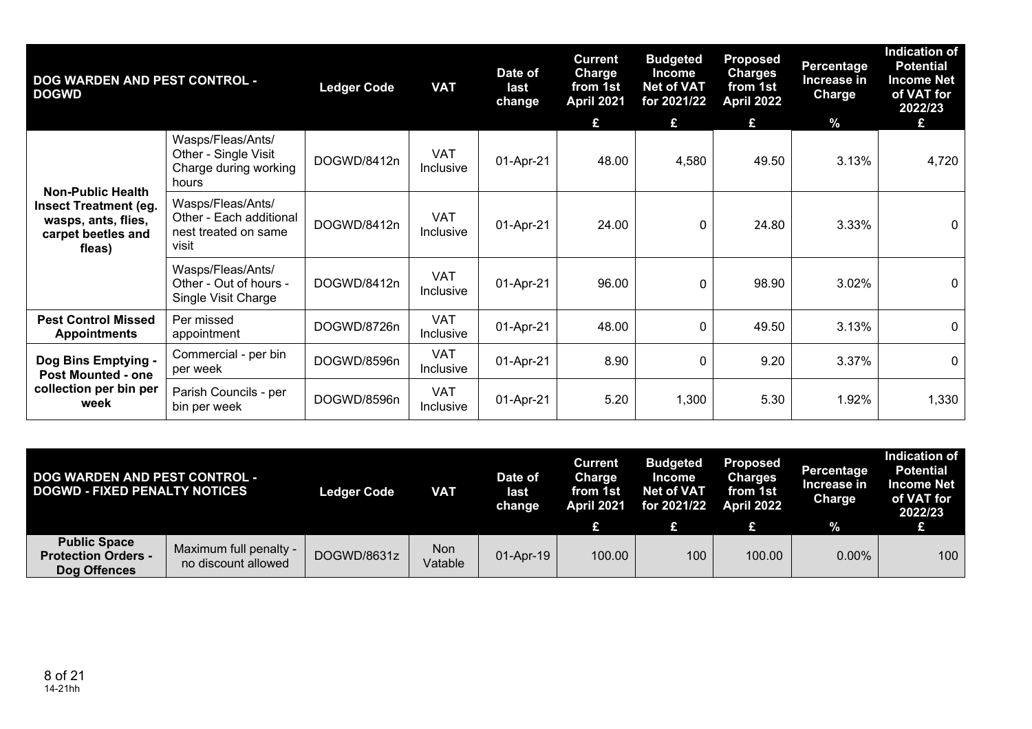| DOG WARDEN AND PEST CONTROL - DOGWD | | Ledger Code | VAT | Date of last change | Current Charge from 1st April 2021 | Budgeted Income Net of VAT for 2021/22 | Proposed Charges from 1st April 2022 | Percentage Increase in Charge | Indication of Potential Income Net of VAT for 2022/23 |
|---|---|---|---|---|---|---|---|---|---|
| | | | | | £ | £ | £ | % | £ |
| Non-Public Health Insect Treatment (eg. wasps, ants, flies, carpet beetles and fleas) | Wasps/Fleas/Ants/ Other - Single Visit Charge during working hours | DOGWD/8412n | VAT Inclusive | 01-Apr-21 | 48.00 | 4,580 | 49.50 | 3.13% | 4,720 |
| | Wasps/Fleas/Ants/ Other - Each additional nest treated on same visit | DOGWD/8412n | VAT Inclusive | 01-Apr-21 | 24.00 | 0 | 24.80 | 3.33% | 0 |
| | Wasps/Fleas/Ants/ Other - Out of hours - Single Visit Charge | DOGWD/8412n | VAT Inclusive | 01-Apr-21 | 96.00 | 0 | 98.90 | 3.02% | 0 |
| Pest Control Missed Appointments | Per missed appointment | DOGWD/8726n | VAT Inclusive | 01-Apr-21 | 48.00 | 0 | 49.50 | 3.13% | 0 |
| Dog Bins Emptying - Post Mounted - one collection per bin per week | Commercial - per bin per week | DOGWD/8596n | VAT Inclusive | 01-Apr-21 | 8.90 | 0 | 9.20 | 3.37% | 0 |
| | Parish Councils - per bin per week | DOGWD/8596n | VAT Inclusive | 01-Apr-21 | 5.20 | 1,300 | 5.30 | 1.92% | 1,330 |

| DOG WARDEN AND PEST CONTROL - DOGWD - FIXED PENALTY NOTICES | | Ledger Code | VAT | Date of last change | Current Charge from 1st April 2021 | Budgeted Income Net of VAT for 2021/22 | Proposed Charges from 1st April 2022 | Percentage Increase in Charge | Indication of Potential Income Net of VAT for 2022/23 |
|---|---|---|---|---|---|---|---|---|---|
| | | | | | £ | £ | £ | % | £ |
| Public Space Protection Orders - Dog Offences | Maximum full penalty - no discount allowed | DOGWD/8631z | Non Vatable | 01-Apr-19 | 100.00 | 100 | 100.00 | 0.00% | 100 |

14-21hh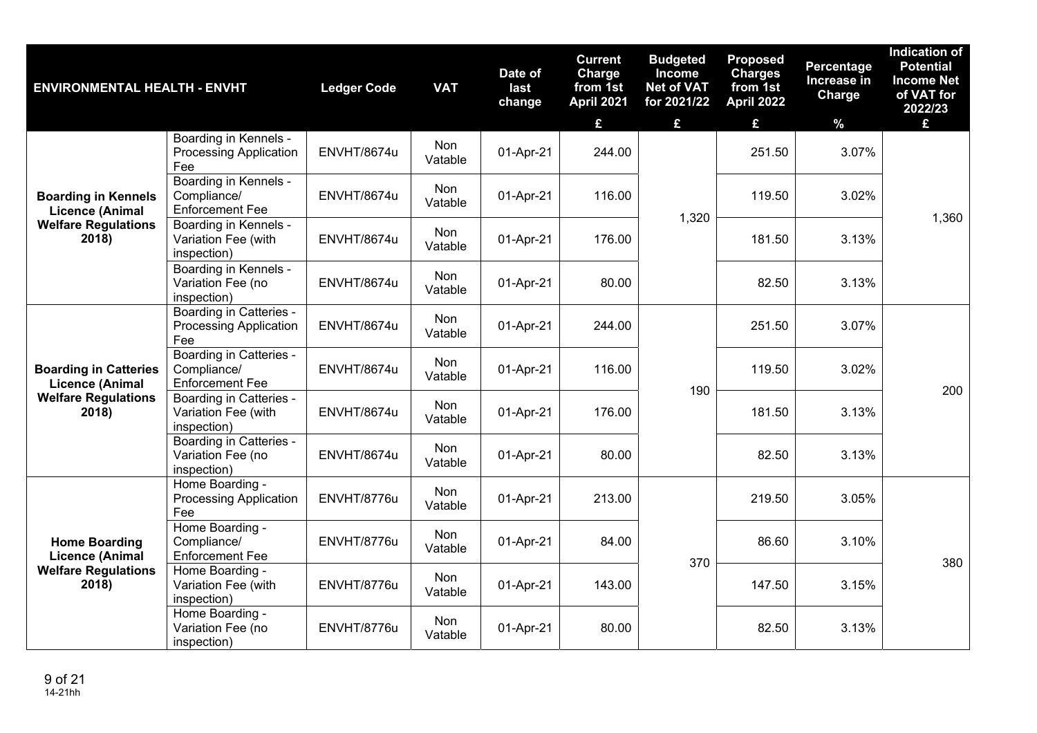| ENVIRONMENTAL HEALTH - ENVHT | | Ledger Code | VAT | Date of last change | Current Charge from 1st April 2021 | Budgeted Income Net of VAT for 2021/22 | Proposed Charges from 1st April 2022 | Percentage Increase in Charge | Indication of Potential Income Net of VAT for 2022/23 |
|---|---|---|---|---|---|---|---|---|---|
| | | | | | £ | £ | £ | % | £ |
| Boarding in Kennels Licence (Animal Welfare Regulations 2018) | Boarding in Kennels - Processing Application Fee | ENVHT/8674u | Non Vatable | 01-Apr-21 | 244.00 | 1,320 | 251.50 | 3.07% | 1,360 |
| | Boarding in Kennels - Compliance/ Enforcement Fee | ENVHT/8674u | Non Vatable | 01-Apr-21 | 116.00 | | 119.50 | 3.02% | |
| | Boarding in Kennels - Variation Fee (with inspection) | ENVHT/8674u | Non Vatable | 01-Apr-21 | 176.00 | | 181.50 | 3.13% | |
| | Boarding in Kennels - Variation Fee (no inspection) | ENVHT/8674u | Non Vatable | 01-Apr-21 | 80.00 | | 82.50 | 3.13% | |
| Boarding in Catteries Licence (Animal Welfare Regulations 2018) | Boarding in Catteries - Processing Application Fee | ENVHT/8674u | Non Vatable | 01-Apr-21 | 244.00 | 190 | 251.50 | 3.07% | 200 |
| | Boarding in Catteries - Compliance/ Enforcement Fee | ENVHT/8674u | Non Vatable | 01-Apr-21 | 116.00 | | 119.50 | 3.02% | |
| | Boarding in Catteries - Variation Fee (with inspection) | ENVHT/8674u | Non Vatable | 01-Apr-21 | 176.00 | | 181.50 | 3.13% | |
| | Boarding in Catteries - Variation Fee (no inspection) | ENVHT/8674u | Non Vatable | 01-Apr-21 | 80.00 | | 82.50 | 3.13% | |
| Home Boarding Licence (Animal Welfare Regulations 2018) | Home Boarding - Processing Application Fee | ENVHT/8776u | Non Vatable | 01-Apr-21 | 213.00 | 370 | 219.50 | 3.05% | 380 |
| | Home Boarding - Compliance/ Enforcement Fee | ENVHT/8776u | Non Vatable | 01-Apr-21 | 84.00 | | 86.60 | 3.10% | |
| | Home Boarding - Variation Fee (with inspection) | ENVHT/8776u | Non Vatable | 01-Apr-21 | 143.00 | | 147.50 | 3.15% | |
| | Home Boarding - Variation Fee (no inspection) | ENVHT/8776u | Non Vatable | 01-Apr-21 | 80.00 | | 82.50 | 3.13% | |

14-21hh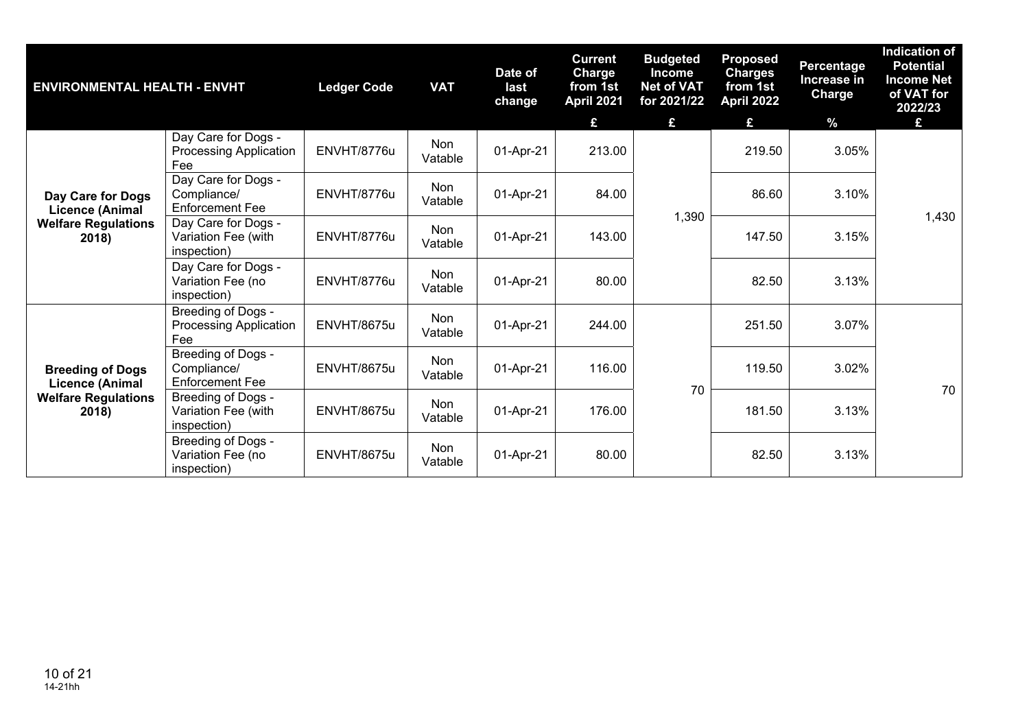| ENVIRONMENTAL HEALTH - ENVHT | | Ledger Code | VAT | Date of last change | Current Charge from 1st April 2021 | Budgeted Income Net of VAT for 2021/22 | Proposed Charges from 1st April 2022 | Percentage Increase in Charge | Indication of Potential Income Net of VAT for 2022/23 |
|---|---|---|---|---|---|---|---|---|---|
| | | | | | £ | £ | £ | % | £ |
| **Day Care for Dogs Licence (Animal Welfare Regulations 2018)** | Day Care for Dogs - Processing Application Fee | ENVHT/8776u | Non Vatable | 01-Apr-21 | 213.00 | 1,390 | 219.50 | 3.05% | 1,430 |
| | Day Care for Dogs - Compliance/ Enforcement Fee | ENVHT/8776u | Non Vatable | 01-Apr-21 | 84.00 | | 86.60 | 3.10% | |
| | Day Care for Dogs - Variation Fee (with inspection) | ENVHT/8776u | Non Vatable | 01-Apr-21 | 143.00 | | 147.50 | 3.15% | |
| | Day Care for Dogs - Variation Fee (no inspection) | ENVHT/8776u | Non Vatable | 01-Apr-21 | 80.00 | | 82.50 | 3.13% | |
| **Breeding of Dogs Licence (Animal Welfare Regulations 2018)** | Breeding of Dogs - Processing Application Fee | ENVHT/8675u | Non Vatable | 01-Apr-21 | 244.00 | 70 | 251.50 | 3.07% | 70 |
| | Breeding of Dogs - Compliance/ Enforcement Fee | ENVHT/8675u | Non Vatable | 01-Apr-21 | 116.00 | | 119.50 | 3.02% | |
| | Breeding of Dogs - Variation Fee (with inspection) | ENVHT/8675u | Non Vatable | 01-Apr-21 | 176.00 | | 181.50 | 3.13% | |
| | Breeding of Dogs - Variation Fee (no inspection) | ENVHT/8675u | Non Vatable | 01-Apr-21 | 80.00 | | 82.50 | 3.13% | |

14-21hh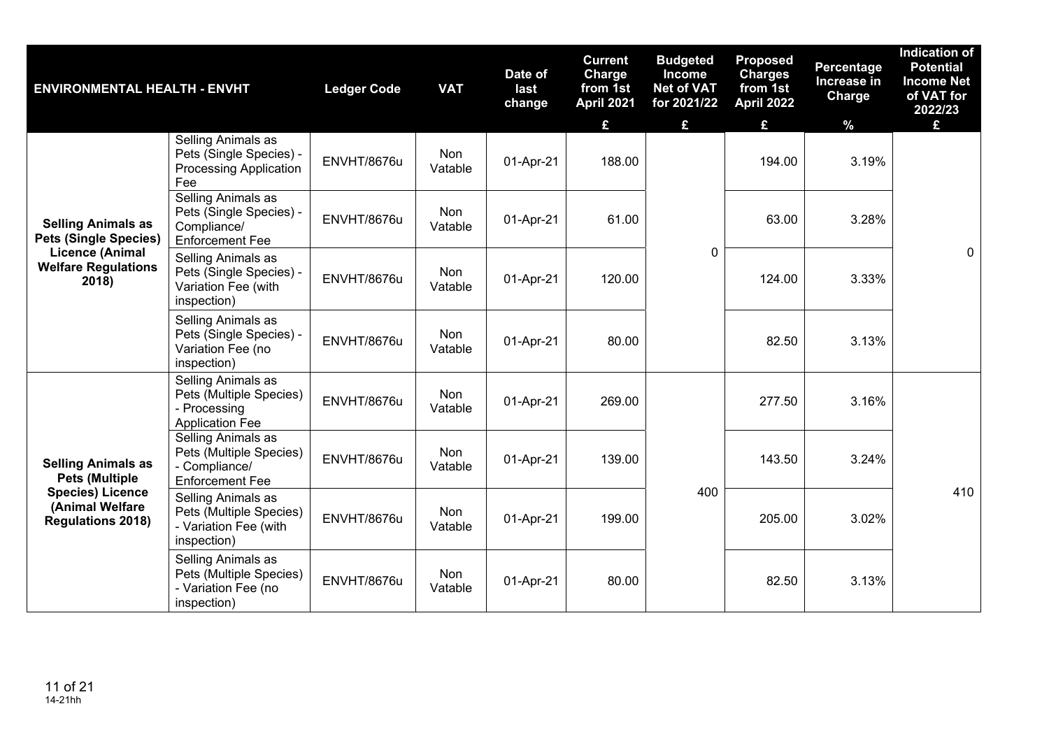| ENVIRONMENTAL HEALTH - ENVHT | | Ledger Code | VAT | Date of last change | Current Charge from 1st April 2021 | Budgeted Income Net of VAT for 2021/22 | Proposed Charges from 1st April 2022 | Percentage Increase in Charge | Indication of Potential Income Net of VAT for 2022/23 |
|---|---|---|---|---|---|---|---|---|---|
| | | | | | £ | £ | £ | % | £ |
| Selling Animals as Pets (Single Species) Licence (Animal Welfare Regulations 2018) | Selling Animals as Pets (Single Species) - Processing Application Fee | ENVHT/8676u | Non Vatable | 01-Apr-21 | 188.00 | 0 | 194.00 | 3.19% | 0 |
| | Selling Animals as Pets (Single Species) - Compliance/ Enforcement Fee | ENVHT/8676u | Non Vatable | 01-Apr-21 | 61.00 | | 63.00 | 3.28% | |
| | Selling Animals as Pets (Single Species) - Variation Fee (with inspection) | ENVHT/8676u | Non Vatable | 01-Apr-21 | 120.00 | | 124.00 | 3.33% | |
| | Selling Animals as Pets (Single Species) - Variation Fee (no inspection) | ENVHT/8676u | Non Vatable | 01-Apr-21 | 80.00 | | 82.50 | 3.13% | |
| Selling Animals as Pets (Multiple Species) Licence (Animal Welfare Regulations 2018) | Selling Animals as Pets (Multiple Species) - Processing Application Fee | ENVHT/8676u | Non Vatable | 01-Apr-21 | 269.00 | 400 | 277.50 | 3.16% | 410 |
| | Selling Animals as Pets (Multiple Species) - Compliance/ Enforcement Fee | ENVHT/8676u | Non Vatable | 01-Apr-21 | 139.00 | | 143.50 | 3.24% | |
| | Selling Animals as Pets (Multiple Species) - Variation Fee (with inspection) | ENVHT/8676u | Non Vatable | 01-Apr-21 | 199.00 | | 205.00 | 3.02% | |
| | Selling Animals as Pets (Multiple Species) - Variation Fee (no inspection) | ENVHT/8676u | Non Vatable | 01-Apr-21 | 80.00 | | 82.50 | 3.13% | |

14-21hh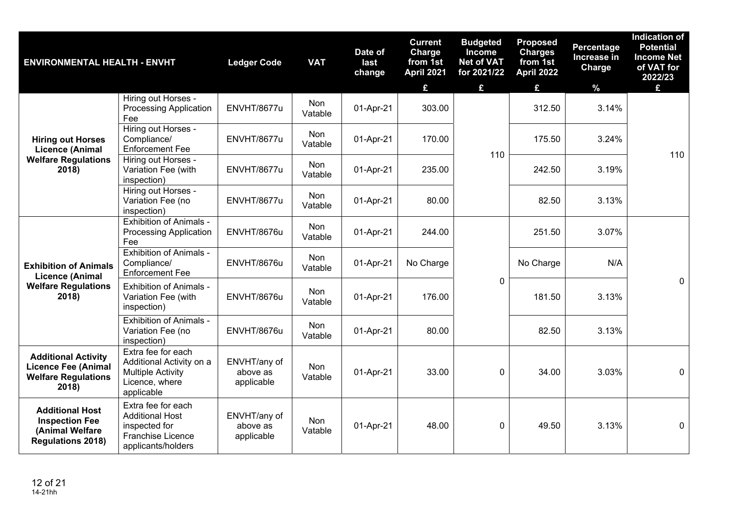| ENVIRONMENTAL HEALTH - ENVHT | | Ledger Code | VAT | Date of last change | Current Charge from 1st April 2021 | Budgeted Income Net of VAT for 2021/22 | Proposed Charges from 1st April 2022 | Percentage Increase in Charge | Indication of Potential Income Net of VAT for 2022/23 |
|---|---|---|---|---|---|---|---|---|---|
| | | | | | £ | £ | £ | % | £ |
| **Hiring out Horses Licence (Animal Welfare Regulations 2018)** | Hiring out Horses - Processing Application Fee | ENVHT/8677u | Non Vatable | 01-Apr-21 | 303.00 | 110 | 312.50 | 3.14% | 110 |
| | Hiring out Horses - Compliance/ Enforcement Fee | ENVHT/8677u | Non Vatable | 01-Apr-21 | 170.00 | | 175.50 | 3.24% | |
| | Hiring out Horses - Variation Fee (with inspection) | ENVHT/8677u | Non Vatable | 01-Apr-21 | 235.00 | | 242.50 | 3.19% | |
| | Hiring out Horses - Variation Fee (no inspection) | ENVHT/8677u | Non Vatable | 01-Apr-21 | 80.00 | | 82.50 | 3.13% | |
| **Exhibition of Animals Licence (Animal Welfare Regulations 2018)** | Exhibition of Animals - Processing Application Fee | ENVHT/8676u | Non Vatable | 01-Apr-21 | 244.00 | 0 | 251.50 | 3.07% | 0 |
| | Exhibition of Animals - Compliance/ Enforcement Fee | ENVHT/8676u | Non Vatable | 01-Apr-21 | No Charge | | No Charge | N/A | |
| | Exhibition of Animals - Variation Fee (with inspection) | ENVHT/8676u | Non Vatable | 01-Apr-21 | 176.00 | | 181.50 | 3.13% | |
| | Exhibition of Animals - Variation Fee (no inspection) | ENVHT/8676u | Non Vatable | 01-Apr-21 | 80.00 | | 82.50 | 3.13% | |
| **Additional Activity Licence Fee (Animal Welfare Regulations 2018)** | Extra fee for each Additional Activity on a Multiple Activity Licence, where applicable | ENVHT/any of above as applicable | Non Vatable | 01-Apr-21 | 33.00 | 0 | 34.00 | 3.03% | 0 |
| **Additional Host Inspection Fee (Animal Welfare Regulations 2018)** | Extra fee for each Additional Host inspected for Franchise Licence applicants/holders | ENVHT/any of above as applicable | Non Vatable | 01-Apr-21 | 48.00 | 0 | 49.50 | 3.13% | 0 |

14-21hh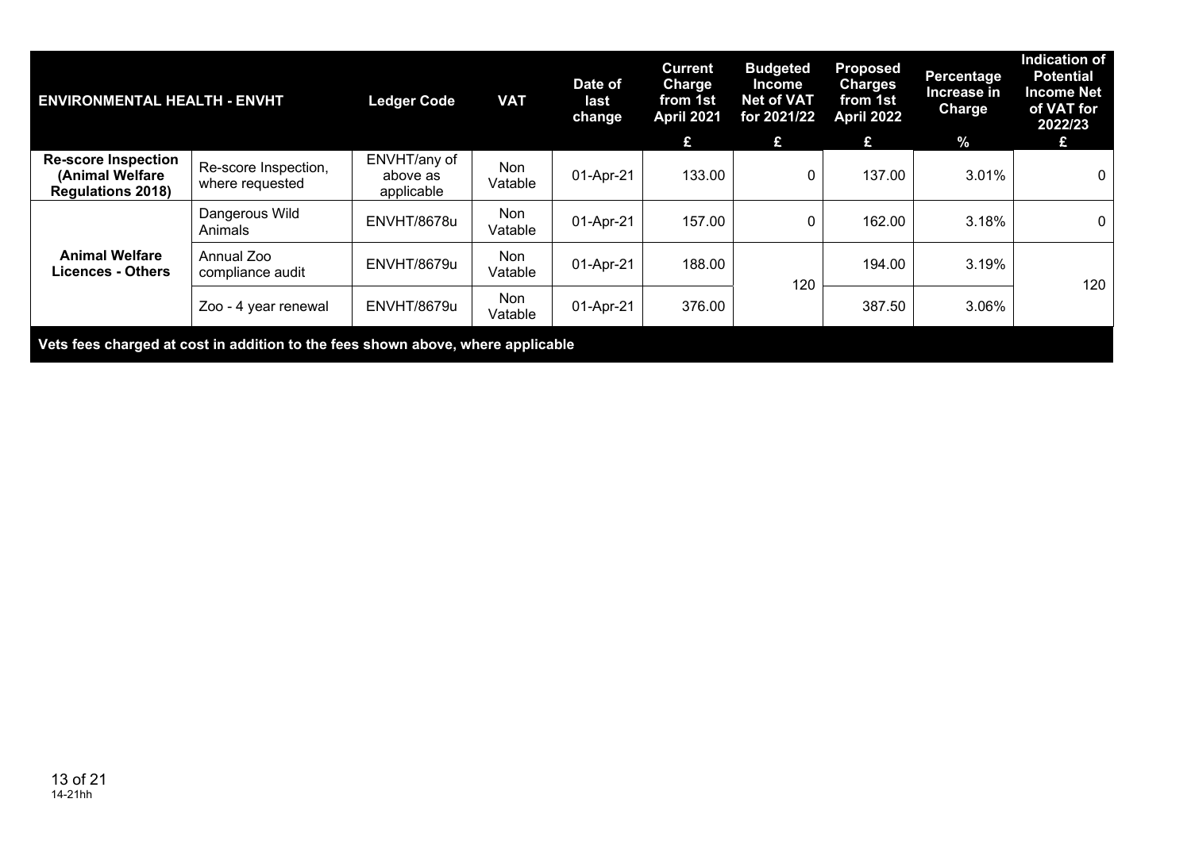| ENVIRONMENTAL HEALTH - ENVHT | | Ledger Code | VAT | Date of last change | Current Charge from 1st April 2021 | Budgeted Income Net of VAT for 2021/22 | Proposed Charges from 1st April 2022 | Percentage Increase in Charge | Indication of Potential Income Net of VAT for 2022/23 |
|---|---|---|---|---|---|---|---|---|---|
| | | | | | £ | £ | £ | % | £ |
| **Re-score Inspection (Animal Welfare Regulations 2018)** | Re-score Inspection, where requested | ENVHT/any of above as applicable | Non Vatable | 01-Apr-21 | 133.00 | 0 | 137.00 | 3.01% | 0 |
| **Animal Welfare Licences - Others** | Dangerous Wild Animals | ENVHT/8678u | Non Vatable | 01-Apr-21 | 157.00 | 0 | 162.00 | 3.18% | 0 |
| | Annual Zoo compliance audit | ENVHT/8679u | Non Vatable | 01-Apr-21 | 188.00 | 120 | 194.00 | 3.19% | 120 |
| | Zoo - 4 year renewal | ENVHT/8679u | Non Vatable | 01-Apr-21 | 376.00 | | 387.50 | 3.06% | |

**Vets fees charged at cost in addition to the fees shown above, where applicable**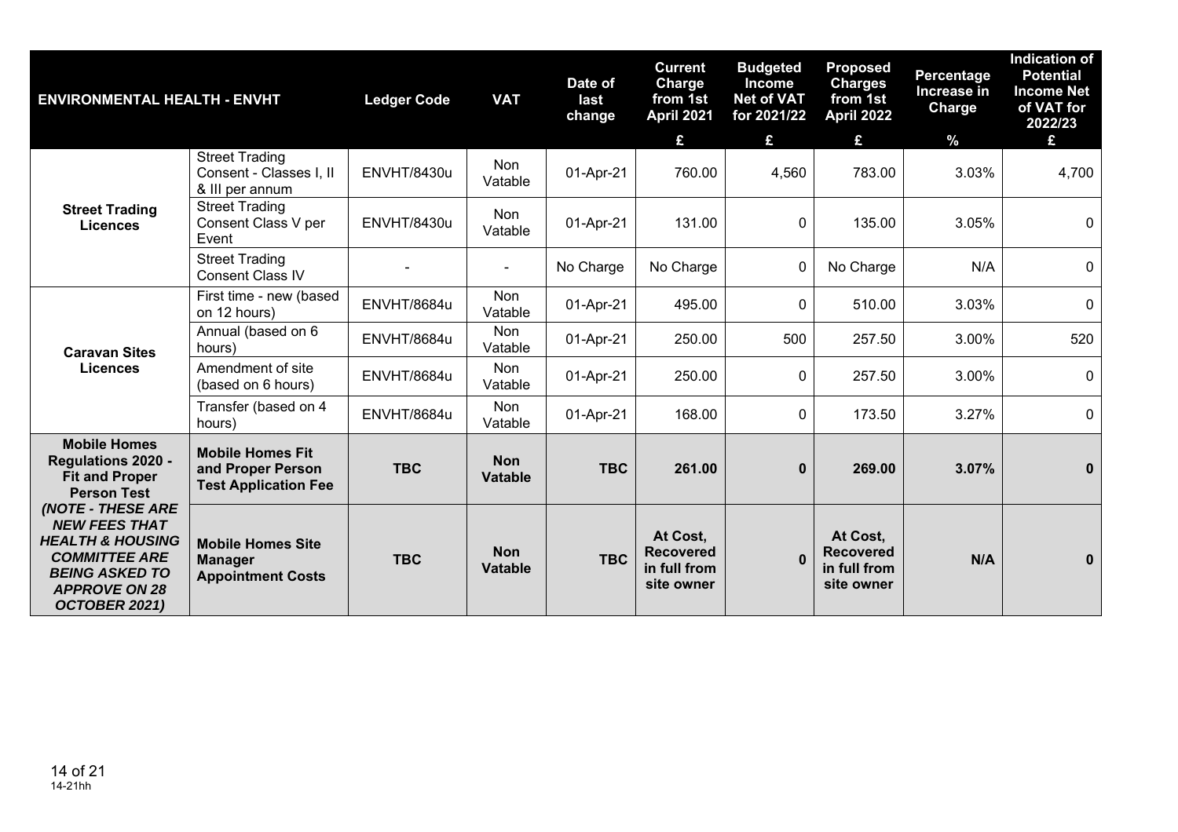| ENVIRONMENTAL HEALTH - ENVHT | | Ledger Code | VAT | Date of last change | Current Charge from 1st April 2021 | Budgeted Income Net of VAT for 2021/22 | Proposed Charges from 1st April 2022 | Percentage Increase in Charge | Indication of Potential Income Net of VAT for 2022/23 |
|---|---|---|---|---|---|---|---|---|---|
| | | | | | £ | £ | £ | % | £ |
| **Street Trading Licences** | Street Trading Consent - Classes I, II & III per annum | ENVHT/8430u | Non Vatable | 01-Apr-21 | 760.00 | 4,560 | 783.00 | 3.03% | 4,700 |
| | Street Trading Consent Class V per Event | ENVHT/8430u | Non Vatable | 01-Apr-21 | 131.00 | 0 | 135.00 | 3.05% | 0 |
| | Street Trading Consent Class IV | - | - | No Charge | No Charge | 0 | No Charge | N/A | 0 |
| **Caravan Sites Licences** | First time - new (based on 12 hours) | ENVHT/8684u | Non Vatable | 01-Apr-21 | 495.00 | 0 | 510.00 | 3.03% | 0 |
| | Annual (based on 6 hours) | ENVHT/8684u | Non Vatable | 01-Apr-21 | 250.00 | 500 | 257.50 | 3.00% | 520 |
| | Amendment of site (based on 6 hours) | ENVHT/8684u | Non Vatable | 01-Apr-21 | 250.00 | 0 | 257.50 | 3.00% | 0 |
| | Transfer (based on 4 hours) | ENVHT/8684u | Non Vatable | 01-Apr-21 | 168.00 | 0 | 173.50 | 3.27% | 0 |
| **Mobile Homes Regulations 2020 - Fit and Proper Person Test** ***(NOTE - THESE ARE NEW FEES THAT HEALTH & HOUSING COMMITTEE ARE BEING ASKED TO APPROVE ON 28 OCTOBER 2021)*** | **Mobile Homes Fit and Proper Person Test Application Fee** | **TBC** | **Non Vatable** | **TBC** | **261.00** | **0** | **269.00** | **3.07%** | **0** |
| | **Mobile Homes Site Manager Appointment Costs** | **TBC** | **Non Vatable** | **TBC** | **At Cost, Recovered in full from site owner** | **0** | **At Cost, Recovered in full from site owner** | **N/A** | **0** |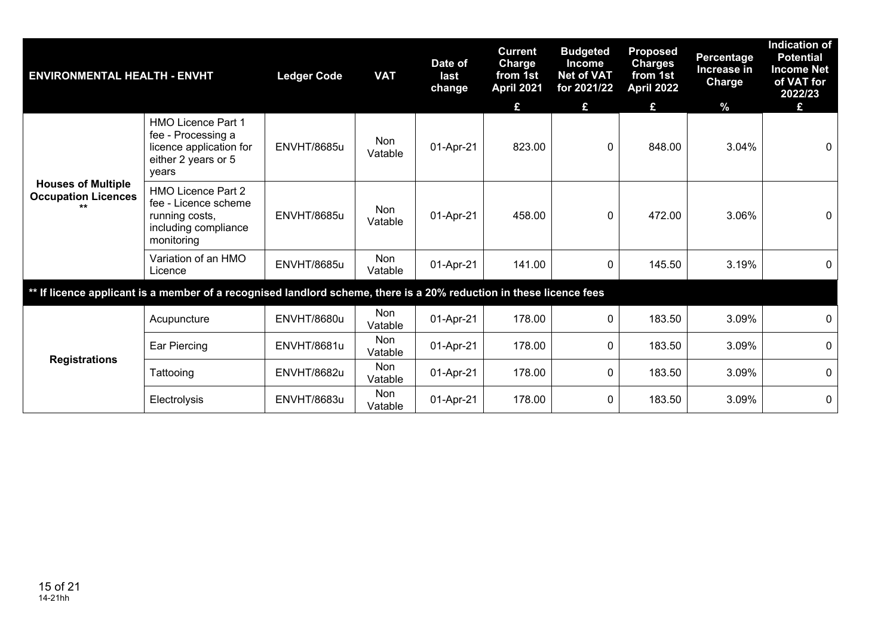| ENVIRONMENTAL HEALTH - ENVHT | | Ledger Code | VAT | Date of last change | Current Charge from 1st April 2021 | Budgeted Income Net of VAT for 2021/22 | Proposed Charges from 1st April 2022 | Percentage Increase in Charge | Indication of Potential Income Net of VAT for 2022/23 |
|---|---|---|---|---|---|---|---|---|---|
| | | | | | £ | £ | £ | % | £ |
| Houses of Multiple Occupation Licences ** | HMO Licence Part 1 fee - Processing a licence application for either 2 years or 5 years | ENVHT/8685u | Non Vatable | 01-Apr-21 | 823.00 | 0 | 848.00 | 3.04% | 0 |
| | HMO Licence Part 2 fee - Licence scheme running costs, including compliance monitoring | ENVHT/8685u | Non Vatable | 01-Apr-21 | 458.00 | 0 | 472.00 | 3.06% | 0 |
| | Variation of an HMO Licence | ENVHT/8685u | Non Vatable | 01-Apr-21 | 141.00 | 0 | 145.50 | 3.19% | 0 |
| ** If licence applicant is a member of a recognised landlord scheme, there is a 20% reduction in these licence fees | | | | | | | | | |
| Registrations | Acupuncture | ENVHT/8680u | Non Vatable | 01-Apr-21 | 178.00 | 0 | 183.50 | 3.09% | 0 |
| | Ear Piercing | ENVHT/8681u | Non Vatable | 01-Apr-21 | 178.00 | 0 | 183.50 | 3.09% | 0 |
| | Tattooing | ENVHT/8682u | Non Vatable | 01-Apr-21 | 178.00 | 0 | 183.50 | 3.09% | 0 |
| | Electrolysis | ENVHT/8683u | Non Vatable | 01-Apr-21 | 178.00 | 0 | 183.50 | 3.09% | 0 |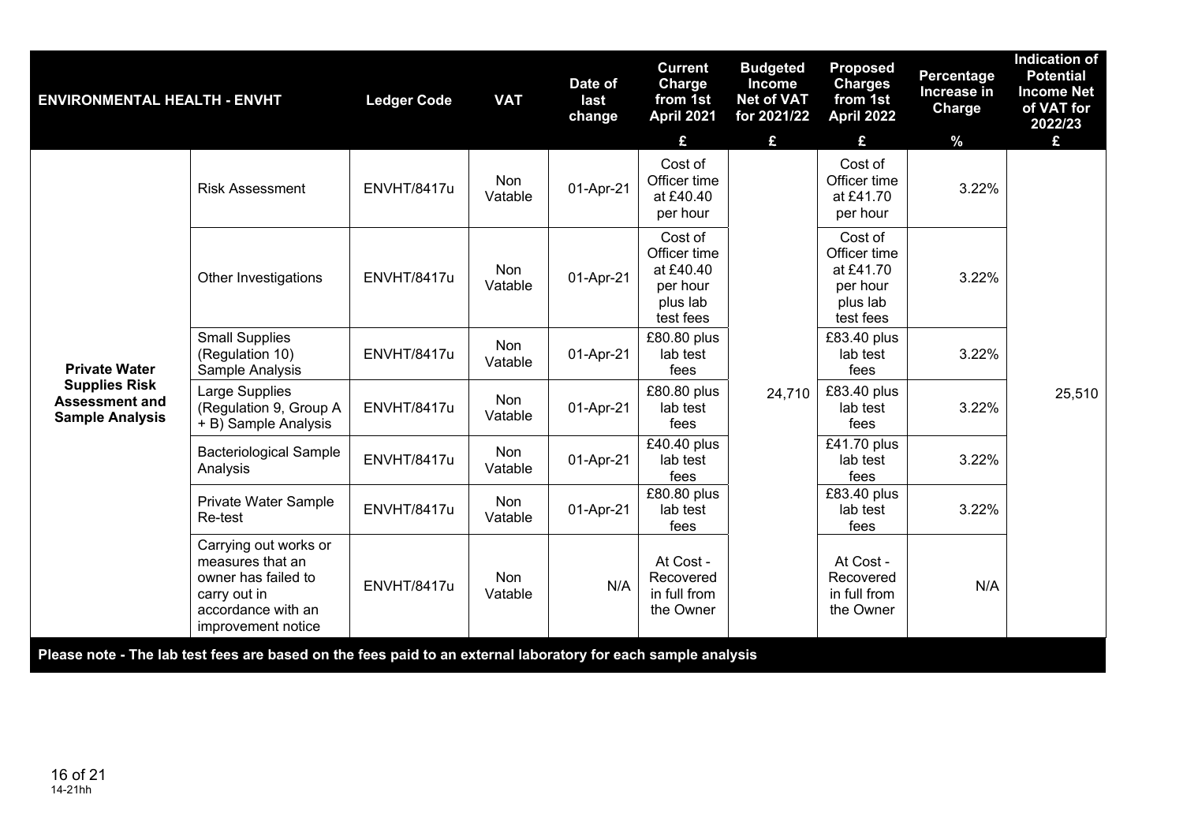| ENVIRONMENTAL HEALTH - ENVHT | | Ledger Code | VAT | Date of last change | Current Charge from 1st April 2021 | Budgeted Income Net of VAT for 2021/22 | Proposed Charges from 1st April 2022 | Percentage Increase in Charge | Indication of Potential Income Net of VAT for 2022/23 |
|---|---|---|---|---|---|---|---|---|---|
| | | | | | £ | £ | £ | % | £ |
| Private Water Supplies Risk Assessment and Sample Analysis | Risk Assessment | ENVHT/8417u | Non Vatable | 01-Apr-21 | Cost of Officer time at £40.40 per hour | 24,710 | Cost of Officer time at £41.70 per hour | 3.22% | 25,510 |
| | Other Investigations | ENVHT/8417u | Non Vatable | 01-Apr-21 | Cost of Officer time at £40.40 per hour plus lab test fees | | Cost of Officer time at £41.70 per hour plus lab test fees | 3.22% | |
| | Small Supplies (Regulation 10) Sample Analysis | ENVHT/8417u | Non Vatable | 01-Apr-21 | £80.80 plus lab test fees | | £83.40 plus lab test fees | 3.22% | |
| | Large Supplies (Regulation 9, Group A + B) Sample Analysis | ENVHT/8417u | Non Vatable | 01-Apr-21 | £80.80 plus lab test fees | | £83.40 plus lab test fees | 3.22% | |
| | Bacteriological Sample Analysis | ENVHT/8417u | Non Vatable | 01-Apr-21 | £40.40 plus lab test fees | | £41.70 plus lab test fees | 3.22% | |
| | Private Water Sample Re-test | ENVHT/8417u | Non Vatable | 01-Apr-21 | £80.80 plus lab test fees | | £83.40 plus lab test fees | 3.22% | |
| | Carrying out works or measures that an owner has failed to carry out in accordance with an improvement notice | ENVHT/8417u | Non Vatable | N/A | At Cost - Recovered in full from the Owner | | At Cost - Recovered in full from the Owner | N/A | |

**Please note - The lab test fees are based on the fees paid to an external laboratory for each sample analysis**

14-21hh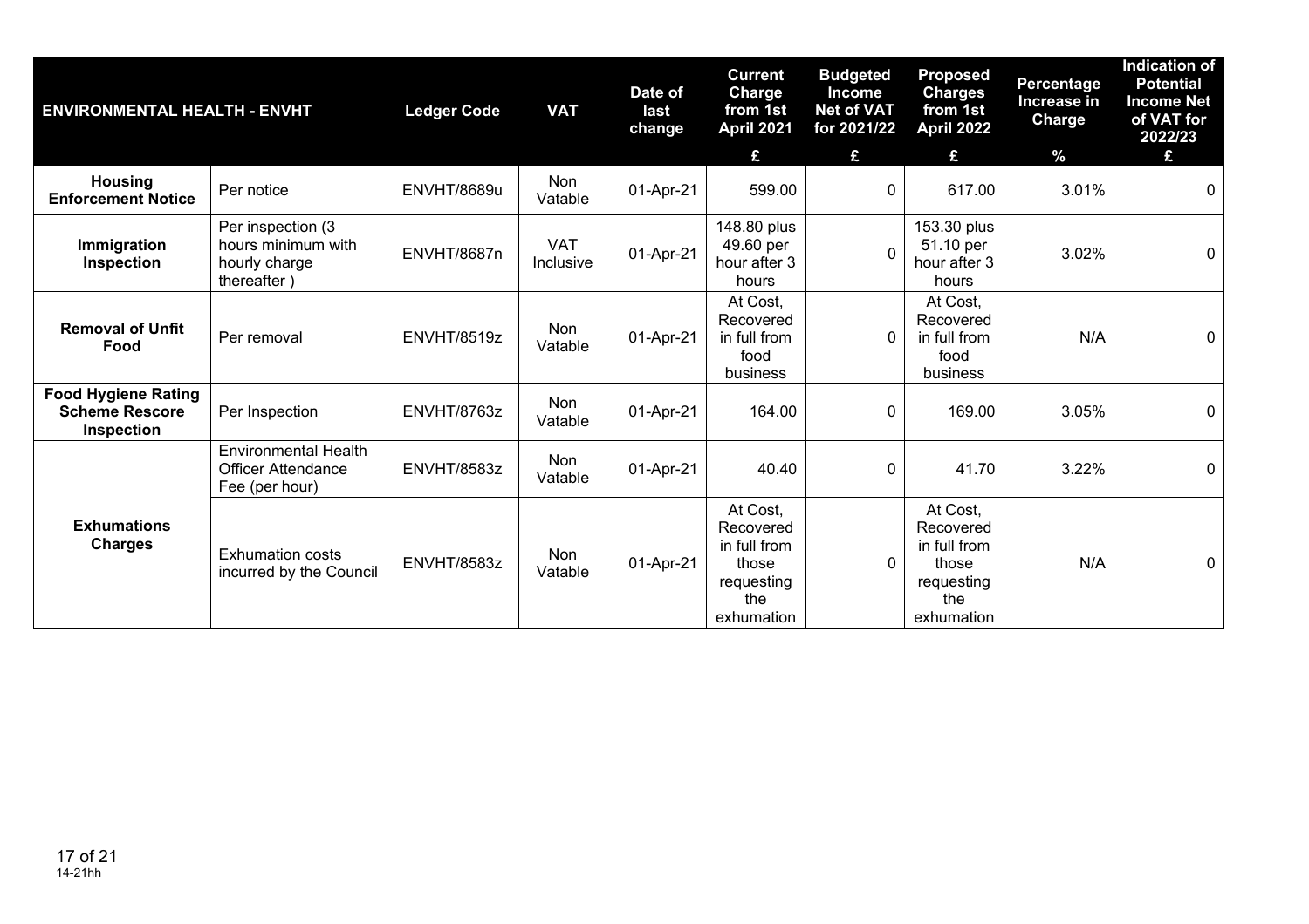| ENVIRONMENTAL HEALTH - ENVHT | | Ledger Code | VAT | Date of last change | Current Charge from 1st April 2021 | Budgeted Income Net of VAT for 2021/22 | Proposed Charges from 1st April 2022 | Percentage Increase in Charge | Indication of Potential Income Net of VAT for 2022/23 |
|---|---|---|---|---|---|---|---|---|---|
| | | | | | £ | £ | £ | % | £ |
| **Housing Enforcement Notice** | Per notice | ENVHT/8689u | Non Vatable | 01-Apr-21 | 599.00 | 0 | 617.00 | 3.01% | 0 |
| **Immigration Inspection** | Per inspection (3 hours minimum with hourly charge thereafter ) | ENVHT/8687n | VAT Inclusive | 01-Apr-21 | 148.80 plus 49.60 per hour after 3 hours | 0 | 153.30 plus 51.10 per hour after 3 hours | 3.02% | 0 |
| **Removal of Unfit Food** | Per removal | ENVHT/8519z | Non Vatable | 01-Apr-21 | At Cost, Recovered in full from food business | 0 | At Cost, Recovered in full from food business | N/A | 0 |
| **Food Hygiene Rating Scheme Rescore Inspection** | Per Inspection | ENVHT/8763z | Non Vatable | 01-Apr-21 | 164.00 | 0 | 169.00 | 3.05% | 0 |
| **Exhumations Charges** | Environmental Health Officer Attendance Fee (per hour) | ENVHT/8583z | Non Vatable | 01-Apr-21 | 40.40 | 0 | 41.70 | 3.22% | 0 |
| | Exhumation costs incurred by the Council | ENVHT/8583z | Non Vatable | 01-Apr-21 | At Cost, Recovered in full from those requesting the exhumation | 0 | At Cost, Recovered in full from those requesting the exhumation | N/A | 0 |

14-21hh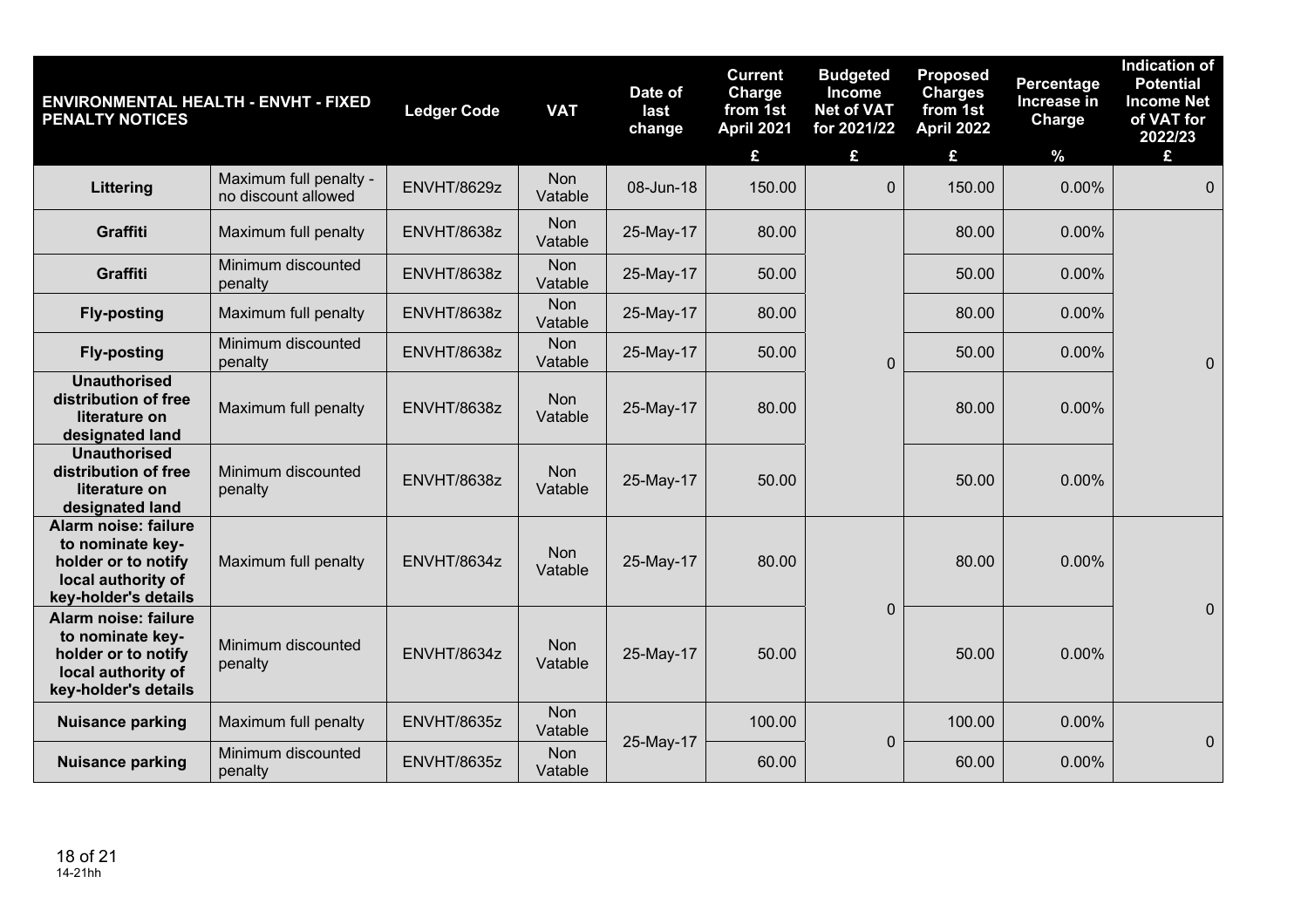| ENVIRONMENTAL HEALTH - ENVHT - FIXED PENALTY NOTICES | | Ledger Code | VAT | Date of last change | Current Charge from 1st April 2021 | Budgeted Income Net of VAT for 2021/22 | Proposed Charges from 1st April 2022 | Percentage Increase in Charge | Indication of Potential Income Net of VAT for 2022/23 |
|---|---|---|---|---|---|---|---|---|---|
| | | | | | £ | £ | £ | % | £ |
| **Littering** | Maximum full penalty - no discount allowed | ENVHT/8629z | Non Vatable | 08-Jun-18 | 150.00 | 0 | 150.00 | 0.00% | 0 |
| **Graffiti** | Maximum full penalty | ENVHT/8638z | Non Vatable | 25-May-17 | 80.00 | 0 | 80.00 | 0.00% | 0 |
| **Graffiti** | Minimum discounted penalty | ENVHT/8638z | Non Vatable | 25-May-17 | 50.00 | | 50.00 | 0.00% | |
| **Fly-posting** | Maximum full penalty | ENVHT/8638z | Non Vatable | 25-May-17 | 80.00 | | 80.00 | 0.00% | |
| **Fly-posting** | Minimum discounted penalty | ENVHT/8638z | Non Vatable | 25-May-17 | 50.00 | | 50.00 | 0.00% | |
| **Unauthorised distribution of free literature on designated land** | Maximum full penalty | ENVHT/8638z | Non Vatable | 25-May-17 | 80.00 | | 80.00 | 0.00% | |
| **Unauthorised distribution of free literature on designated land** | Minimum discounted penalty | ENVHT/8638z | Non Vatable | 25-May-17 | 50.00 | | 50.00 | 0.00% | |
| **Alarm noise: failure to nominate key-holder or to notify local authority of key-holder's details** | Maximum full penalty | ENVHT/8634z | Non Vatable | 25-May-17 | 80.00 | 0 | 80.00 | 0.00% | 0 |
| **Alarm noise: failure to nominate key-holder or to notify local authority of key-holder's details** | Minimum discounted penalty | ENVHT/8634z | Non Vatable | 25-May-17 | 50.00 | | 50.00 | 0.00% | |
| **Nuisance parking** | Maximum full penalty | ENVHT/8635z | Non Vatable | 25-May-17 | 100.00 | 0 | 100.00 | 0.00% | 0 |
| **Nuisance parking** | Minimum discounted penalty | ENVHT/8635z | Non Vatable | | 60.00 | | 60.00 | 0.00% | |

14-21hh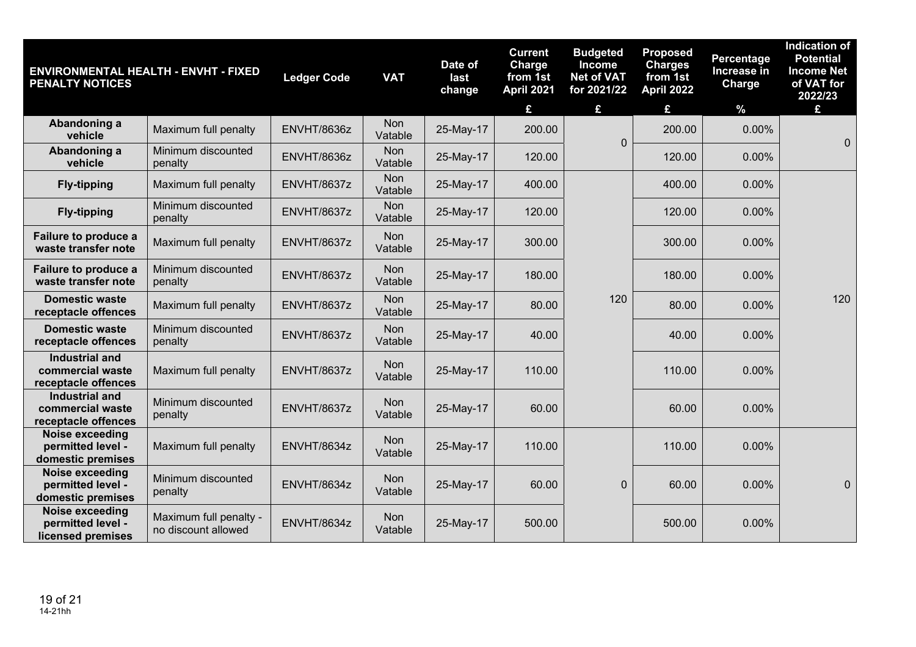| ENVIRONMENTAL HEALTH - ENVHT - FIXED PENALTY NOTICES | | Ledger Code | VAT | Date of last change | Current Charge from 1st April 2021 | Budgeted Income Net of VAT for 2021/22 | Proposed Charges from 1st April 2022 | Percentage Increase in Charge | Indication of Potential Income Net of VAT for 2022/23 |
|---|---|---|---|---|---|---|---|---|---|
| | | | | | £ | £ | £ | % | £ |
| **Abandoning a vehicle** | Maximum full penalty | ENVHT/8636z | Non Vatable | 25-May-17 | 200.00 | 0 | 200.00 | 0.00% | 0 |
| **Abandoning a vehicle** | Minimum discounted penalty | ENVHT/8636z | Non Vatable | 25-May-17 | 120.00 | | 120.00 | 0.00% | |
| **Fly-tipping** | Maximum full penalty | ENVHT/8637z | Non Vatable | 25-May-17 | 400.00 | 120 | 400.00 | 0.00% | 120 |
| **Fly-tipping** | Minimum discounted penalty | ENVHT/8637z | Non Vatable | 25-May-17 | 120.00 | | 120.00 | 0.00% | |
| **Failure to produce a waste transfer note** | Maximum full penalty | ENVHT/8637z | Non Vatable | 25-May-17 | 300.00 | | 300.00 | 0.00% | |
| **Failure to produce a waste transfer note** | Minimum discounted penalty | ENVHT/8637z | Non Vatable | 25-May-17 | 180.00 | | 180.00 | 0.00% | |
| **Domestic waste receptacle offences** | Maximum full penalty | ENVHT/8637z | Non Vatable | 25-May-17 | 80.00 | | 80.00 | 0.00% | |
| **Domestic waste receptacle offences** | Minimum discounted penalty | ENVHT/8637z | Non Vatable | 25-May-17 | 40.00 | | 40.00 | 0.00% | |
| **Industrial and commercial waste receptacle offences** | Maximum full penalty | ENVHT/8637z | Non Vatable | 25-May-17 | 110.00 | | 110.00 | 0.00% | |
| **Industrial and commercial waste receptacle offences** | Minimum discounted penalty | ENVHT/8637z | Non Vatable | 25-May-17 | 60.00 | | 60.00 | 0.00% | |
| **Noise exceeding permitted level - domestic premises** | Maximum full penalty | ENVHT/8634z | Non Vatable | 25-May-17 | 110.00 | 0 | 110.00 | 0.00% | 0 |
| **Noise exceeding permitted level - domestic premises** | Minimum discounted penalty | ENVHT/8634z | Non Vatable | 25-May-17 | 60.00 | | 60.00 | 0.00% | |
| **Noise exceeding permitted level - licensed premises** | Maximum full penalty - no discount allowed | ENVHT/8634z | Non Vatable | 25-May-17 | 500.00 | | 500.00 | 0.00% | |

14-21hh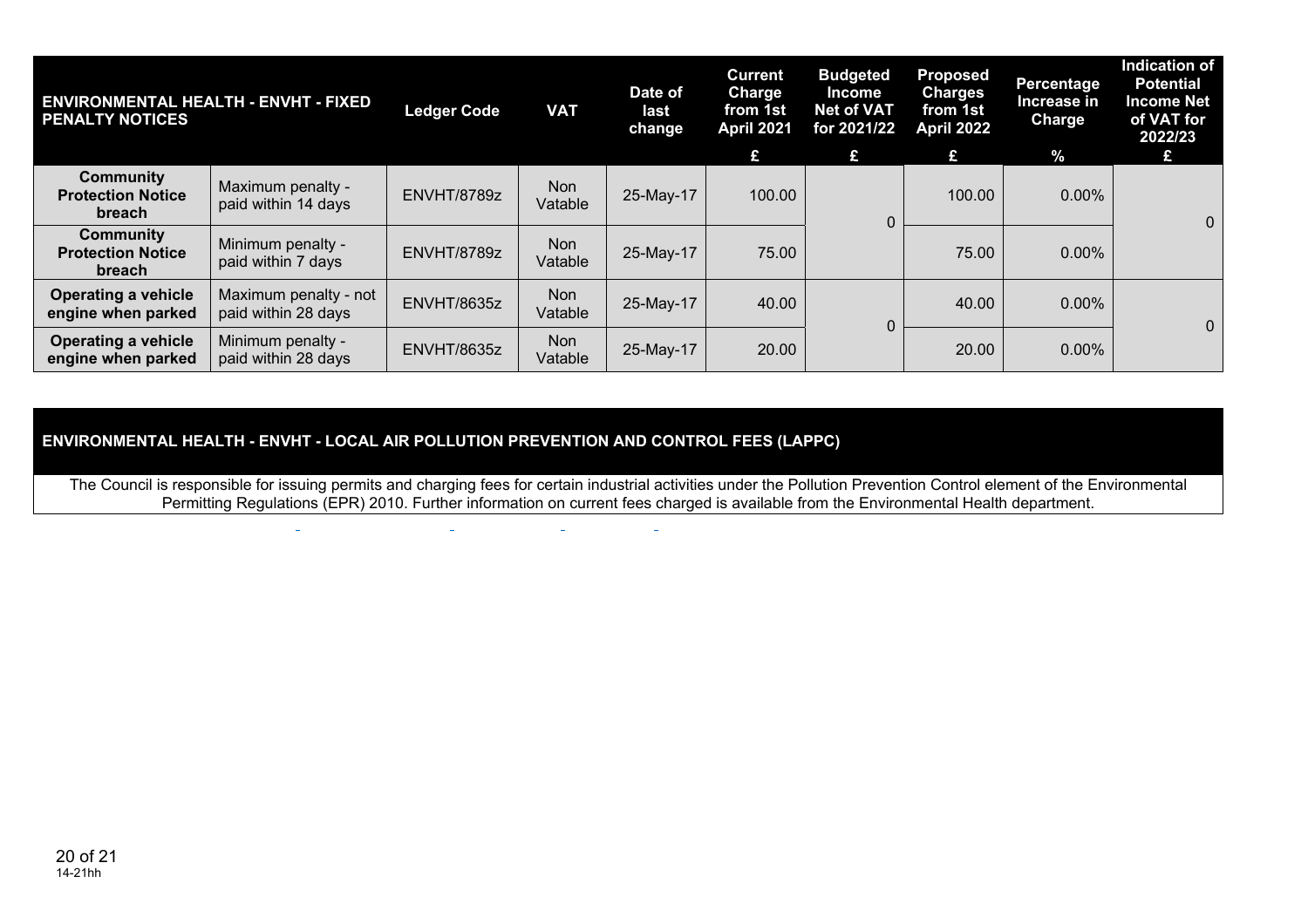| ENVIRONMENTAL HEALTH - ENVHT - FIXED PENALTY NOTICES | | Ledger Code | VAT | Date of last change | Current Charge from 1st April 2021 | Budgeted Income Net of VAT for 2021/22 | Proposed Charges from 1st April 2022 | Percentage Increase in Charge | Indication of Potential Income Net of VAT for 2022/23 |
|---|---|---|---|---|---|---|---|---|---|
| | | | | | £ | £ | £ | % | £ |
| **Community Protection Notice breach** | Maximum penalty - paid within 14 days | ENVHT/8789z | Non Vatable | 25-May-17 | 100.00 | 0 | 100.00 | 0.00% | 0 |
| **Community Protection Notice breach** | Minimum penalty - paid within 7 days | ENVHT/8789z | Non Vatable | 25-May-17 | 75.00 | | 75.00 | 0.00% | |
| **Operating a vehicle engine when parked** | Maximum penalty - not paid within 28 days | ENVHT/8635z | Non Vatable | 25-May-17 | 40.00 | 0 | 40.00 | 0.00% | 0 |
| **Operating a vehicle engine when parked** | Minimum penalty - paid within 28 days | ENVHT/8635z | Non Vatable | 25-May-17 | 20.00 | | 20.00 | 0.00% | |

**ENVIRONMENTAL HEALTH - ENVHT - LOCAL AIR POLLUTION PREVENTION AND CONTROL FEES (LAPPC)**

The Council is responsible for issuing permits and charging fees for certain industrial activities under the Pollution Prevention Control element of the Environmental Permitting Regulations (EPR) 2010. Further information on current fees charged is available from the Environmental Health department.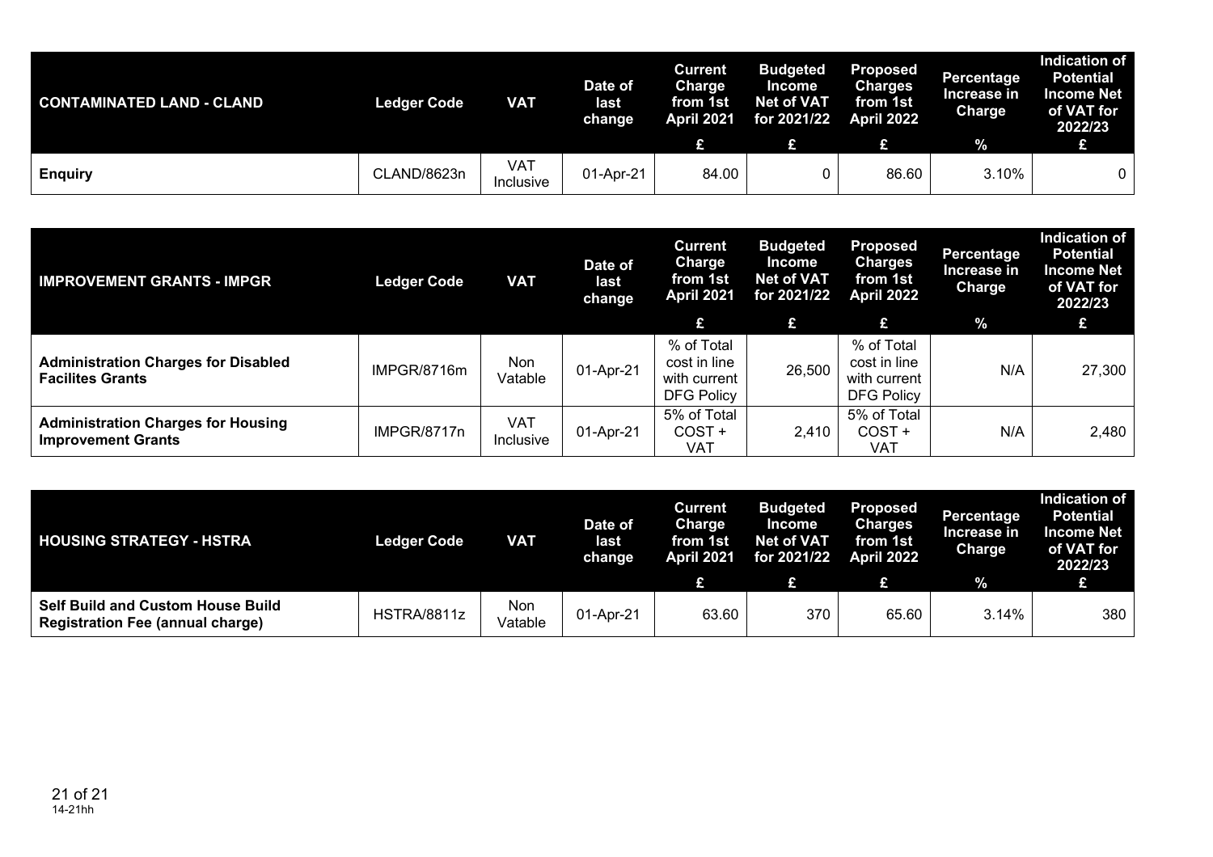| CONTAMINATED LAND - CLAND | Ledger Code | VAT | Date of last change | Current Charge from 1st April 2021 | Budgeted Income Net of VAT for 2021/22 | Proposed Charges from 1st April 2022 | Percentage Increase in Charge | Indication of Potential Income Net of VAT for 2022/23 |
|---|---|---|---|---|---|---|---|---|
| | | | | £ | £ | £ | % | £ |
| **Enquiry** | CLAND/8623n | VAT Inclusive | 01-Apr-21 | 84.00 | 0 | 86.60 | 3.10% | 0 |

| IMPROVEMENT GRANTS - IMPGR | Ledger Code | VAT | Date of last change | Current Charge from 1st April 2021 | Budgeted Income Net of VAT for 2021/22 | Proposed Charges from 1st April 2022 | Percentage Increase in Charge | Indication of Potential Income Net of VAT for 2022/23 |
|---|---|---|---|---|---|---|---|---|
| | | | | £ | £ | £ | % | £ |
| **Administration Charges for Disabled Facilites Grants** | IMPGR/8716m | Non Vatable | 01-Apr-21 | % of Total cost in line with current DFG Policy | 26,500 | % of Total cost in line with current DFG Policy | N/A | 27,300 |
| **Administration Charges for Housing Improvement Grants** | IMPGR/8717n | VAT Inclusive | 01-Apr-21 | 5% of Total COST + VAT | 2,410 | 5% of Total COST + VAT | N/A | 2,480 |

| HOUSING STRATEGY - HSTRA | Ledger Code | VAT | Date of last change | Current Charge from 1st April 2021 | Budgeted Income Net of VAT for 2021/22 | Proposed Charges from 1st April 2022 | Percentage Increase in Charge | Indication of Potential Income Net of VAT for 2022/23 |
|---|---|---|---|---|---|---|---|---|
| | | | | £ | £ | £ | % | £ |
| **Self Build and Custom House Build Registration Fee (annual charge)** | HSTRA/8811z | Non Vatable | 01-Apr-21 | 63.60 | 370 | 65.60 | 3.14% | 380 |

14-21hh